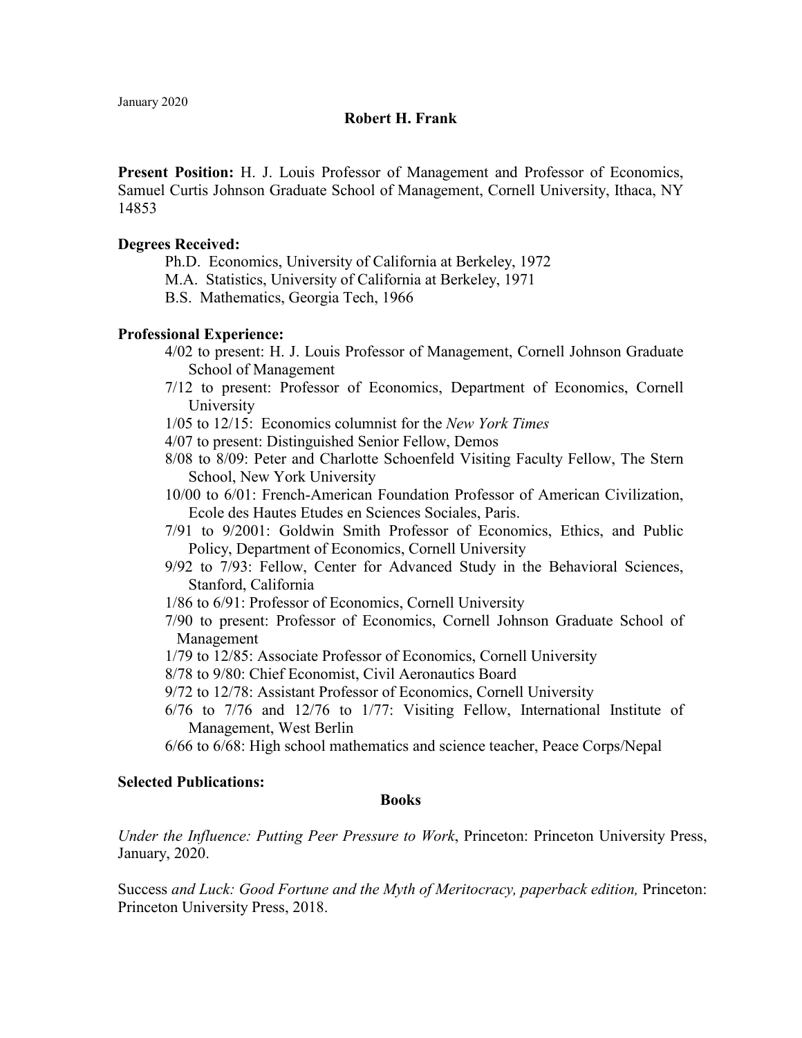January 2020

**Robert H. Frank**

**Present Position:** H. J. Louis Professor of Management and Professor of Economics, Samuel Curtis Johnson Graduate School of Management, Cornell University, Ithaca, NY 14853

**Degrees Received:**

- Ph.D. Economics, University of California at Berkeley, 1972
- M.A. Statistics, University of California at Berkeley, 1971
- B.S. Mathematics, Georgia Tech, 1966

**Professional Experience:**

- 4/02 to present: H. J. Louis Professor of Management, Cornell Johnson Graduate School of Management
- 7/12 to present: Professor of Economics, Department of Economics, Cornell University
- 1/05 to 12/15: Economics columnist for the *New York Times*
- 4/07 to present: Distinguished Senior Fellow, Demos
- 8/08 to 8/09: Peter and Charlotte Schoenfeld Visiting Faculty Fellow, The Stern School, New York University
- 10/00 to 6/01: French-American Foundation Professor of American Civilization, Ecole des Hautes Etudes en Sciences Sociales, Paris.
- 7/91 to 9/2001: Goldwin Smith Professor of Economics, Ethics, and Public Policy, Department of Economics, Cornell University
- 9/92 to 7/93: Fellow, Center for Advanced Study in the Behavioral Sciences, Stanford, California
- 1/86 to 6/91: Professor of Economics, Cornell University
- 7/90 to present: Professor of Economics, Cornell Johnson Graduate School of Management
- 1/79 to 12/85: Associate Professor of Economics, Cornell University
- 8/78 to 9/80: Chief Economist, Civil Aeronautics Board
- 9/72 to 12/78: Assistant Professor of Economics, Cornell University
- 6/76 to 7/76 and 12/76 to 1/77: Visiting Fellow, International Institute of Management, West Berlin
- 6/66 to 6/68: High school mathematics and science teacher, Peace Corps/Nepal

**Selected Publications:**

**Books**

*Under the Influence: Putting Peer Pressure to Work*, Princeton: Princeton University Press, January, 2020.

Success *and Luck: Good Fortune and the Myth of Meritocracy, paperback edition,* Princeton: Princeton University Press, 2018.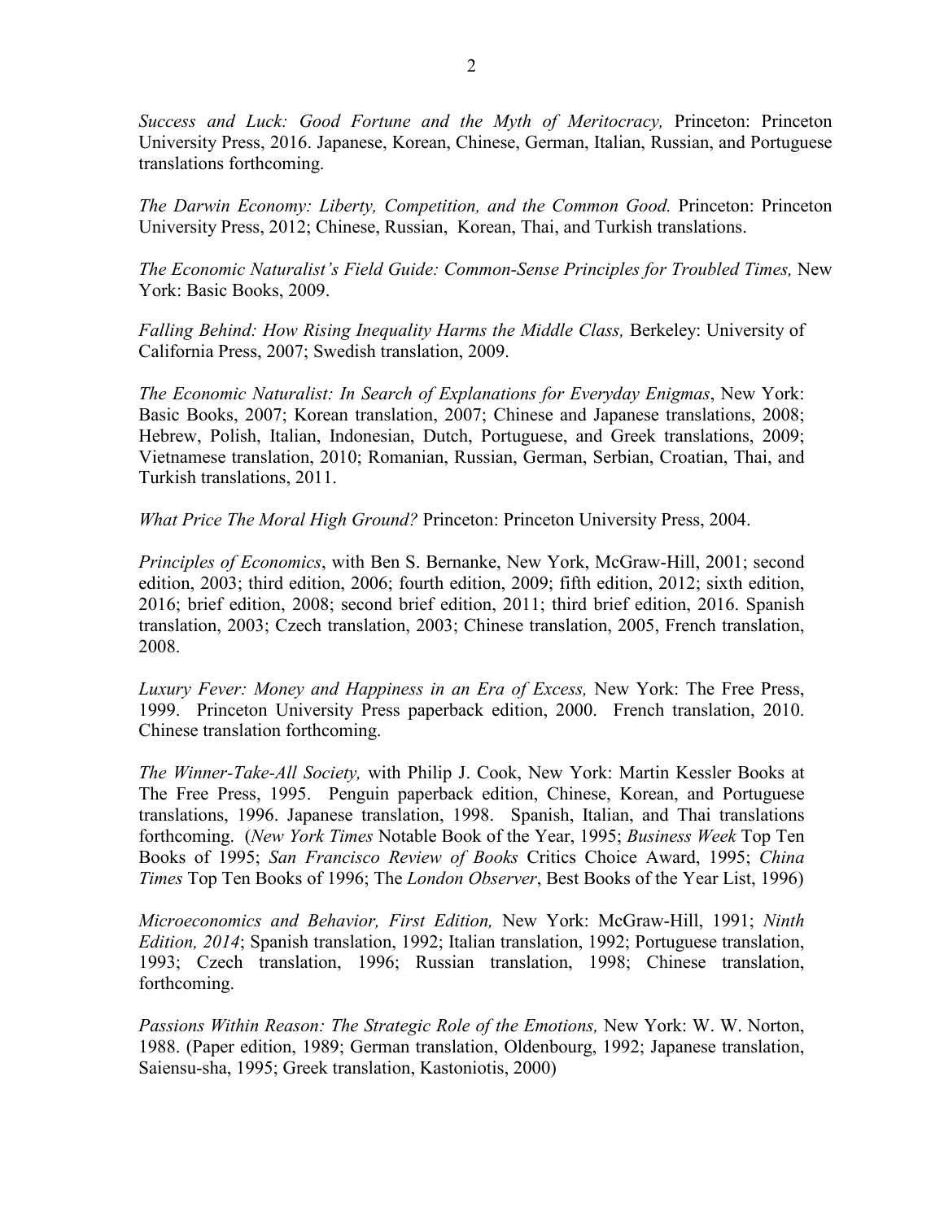*Success and Luck: Good Fortune and the Myth of Meritocracy,* Princeton: Princeton University Press, 2016. Japanese, Korean, Chinese, German, Italian, Russian, and Portuguese translations forthcoming.

*The Darwin Economy: Liberty, Competition, and the Common Good.* Princeton: Princeton University Press, 2012; Chinese, Russian, Korean, Thai, and Turkish translations.

*The Economic Naturalist's Field Guide: Common-Sense Principles for Troubled Times,* New York: Basic Books, 2009.

*Falling Behind: How Rising Inequality Harms the Middle Class,* Berkeley: University of California Press, 2007; Swedish translation, 2009.

*The Economic Naturalist: In Search of Explanations for Everyday Enigmas*, New York: Basic Books, 2007; Korean translation, 2007; Chinese and Japanese translations, 2008; Hebrew, Polish, Italian, Indonesian, Dutch, Portuguese, and Greek translations, 2009; Vietnamese translation, 2010; Romanian, Russian, German, Serbian, Croatian, Thai, and Turkish translations, 2011.

*What Price The Moral High Ground?* Princeton: Princeton University Press, 2004.

*Principles of Economics*, with Ben S. Bernanke, New York, McGraw-Hill, 2001; second edition, 2003; third edition, 2006; fourth edition, 2009; fifth edition, 2012; sixth edition, 2016; brief edition, 2008; second brief edition, 2011; third brief edition, 2016. Spanish translation, 2003; Czech translation, 2003; Chinese translation, 2005, French translation, 2008.

*Luxury Fever: Money and Happiness in an Era of Excess,* New York: The Free Press, 1999. Princeton University Press paperback edition, 2000. French translation, 2010. Chinese translation forthcoming.

*The Winner-Take-All Society,* with Philip J. Cook, New York: Martin Kessler Books at The Free Press, 1995. Penguin paperback edition, Chinese, Korean, and Portuguese translations, 1996. Japanese translation, 1998. Spanish, Italian, and Thai translations forthcoming. (*New York Times* Notable Book of the Year, 1995; *Business Week* Top Ten Books of 1995; *San Francisco Review of Books* Critics Choice Award, 1995; *China Times* Top Ten Books of 1996; The *London Observer*, Best Books of the Year List, 1996)

*Microeconomics and Behavior, First Edition,* New York: McGraw-Hill, 1991; *Ninth Edition, 2014*; Spanish translation, 1992; Italian translation, 1992; Portuguese translation, 1993; Czech translation, 1996; Russian translation, 1998; Chinese translation, forthcoming.

*Passions Within Reason: The Strategic Role of the Emotions,* New York: W. W. Norton, 1988. (Paper edition, 1989; German translation, Oldenbourg, 1992; Japanese translation, Saiensu-sha, 1995; Greek translation, Kastoniotis, 2000)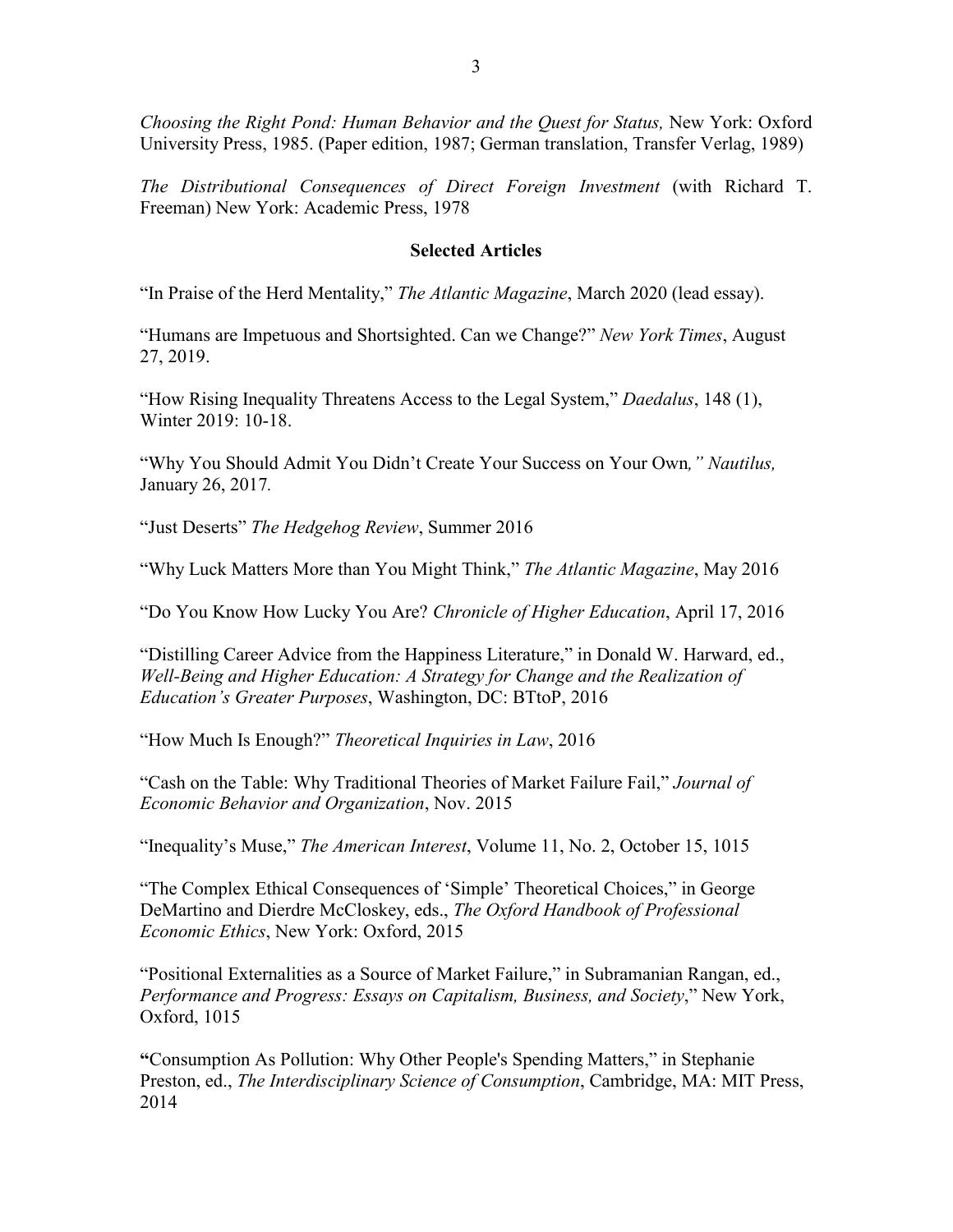*Choosing the Right Pond: Human Behavior and the Quest for Status,* New York: Oxford University Press, 1985. (Paper edition, 1987; German translation, Transfer Verlag, 1989)

*The Distributional Consequences of Direct Foreign Investment* (with Richard T. Freeman) New York: Academic Press, 1978

**Selected Articles**

"In Praise of the Herd Mentality," *The Atlantic Magazine*, March 2020 (lead essay).

"Humans are Impetuous and Shortsighted. Can we Change?" *New York Times*, August 27, 2019.

"How Rising Inequality Threatens Access to the Legal System," *Daedalus*, 148 (1), Winter 2019: 10-18.

"Why You Should Admit You Didn't Create Your Success on Your Own*," Nautilus,* January 26, 2017*.*

"Just Deserts" *The Hedgehog Review*, Summer 2016

"Why Luck Matters More than You Might Think," *The Atlantic Magazine*, May 2016

"Do You Know How Lucky You Are? *Chronicle of Higher Education*, April 17, 2016

"Distilling Career Advice from the Happiness Literature," in Donald W. Harward, ed., *Well-Being and Higher Education: A Strategy for Change and the Realization of Education's Greater Purposes*, Washington, DC: BTtoP, 2016

"How Much Is Enough?" *Theoretical Inquiries in Law*, 2016

"Cash on the Table: Why Traditional Theories of Market Failure Fail," *Journal of Economic Behavior and Organization*, Nov. 2015

"Inequality's Muse," *The American Interest*, Volume 11, No. 2, October 15, 1015

"The Complex Ethical Consequences of 'Simple' Theoretical Choices," in George DeMartino and Dierdre McCloskey, eds., *The Oxford Handbook of Professional Economic Ethics*, New York: Oxford, 2015

"Positional Externalities as a Source of Market Failure," in Subramanian Rangan, ed., *Performance and Progress: Essays on Capitalism, Business, and Society*," New York, Oxford, 1015

**"**Consumption As Pollution: Why Other People's Spending Matters," in Stephanie Preston, ed., *The Interdisciplinary Science of Consumption*, Cambridge, MA: MIT Press, 2014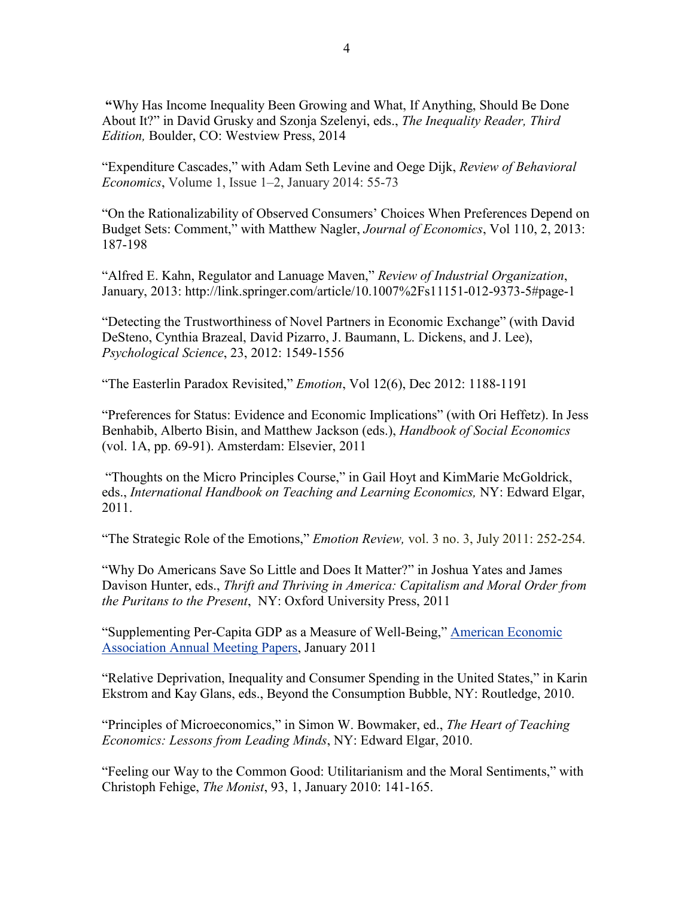**"**Why Has Income Inequality Been Growing and What, If Anything, Should Be Done About It?" in David Grusky and Szonja Szelenyi, eds., *The Inequality Reader, Third Edition,* Boulder, CO: Westview Press, 2014

"Expenditure Cascades," with Adam Seth Levine and Oege Dijk, *Review of Behavioral Economics*, Volume 1, Issue 1–2, January 2014: 55-73

"On the Rationalizability of Observed Consumers' Choices When Preferences Depend on Budget Sets: Comment," with Matthew Nagler, *Journal of Economics*, Vol 110, 2, 2013: 187-198

"Alfred E. Kahn, Regulator and Lanuage Maven," *Review of Industrial Organization*, January, 2013: http://link.springer.com/article/10.1007%2Fs11151-012-9373-5#page-1

"Detecting the Trustworthiness of Novel Partners in Economic Exchange" (with David DeSteno, Cynthia Brazeal, David Pizarro, J. Baumann, L. Dickens, and J. Lee), *Psychological Science*, 23, 2012: 1549-1556

"The Easterlin Paradox Revisited," *Emotion*, Vol 12(6), Dec 2012: 1188-1191

"Preferences for Status: Evidence and Economic Implications" (with Ori Heffetz). In Jess Benhabib, Alberto Bisin, and Matthew Jackson (eds.), *Handbook of Social Economics* (vol. 1A, pp. 69-91). Amsterdam: Elsevier, 2011

"Thoughts on the Micro Principles Course," in Gail Hoyt and KimMarie McGoldrick, eds., *International Handbook on Teaching and Learning Economics,* NY: Edward Elgar, 2011.

"The Strategic Role of the Emotions," *Emotion Review,* vol. 3 no. 3, July 2011: 252-254.

"Why Do Americans Save So Little and Does It Matter?" in Joshua Yates and James Davison Hunter, eds., *Thrift and Thriving in America: Capitalism and Moral Order from the Puritans to the Present*, NY: Oxford University Press, 2011

"Supplementing Per-Capita GDP as a Measure of Well-Being," American Economic Association Annual Meeting Papers, January 2011

"Relative Deprivation, Inequality and Consumer Spending in the United States," in Karin Ekstrom and Kay Glans, eds., Beyond the Consumption Bubble, NY: Routledge, 2010.

"Principles of Microeconomics," in Simon W. Bowmaker, ed., *The Heart of Teaching Economics: Lessons from Leading Minds*, NY: Edward Elgar, 2010.

"Feeling our Way to the Common Good: Utilitarianism and the Moral Sentiments," with Christoph Fehige, *The Monist*, 93, 1, January 2010: 141-165.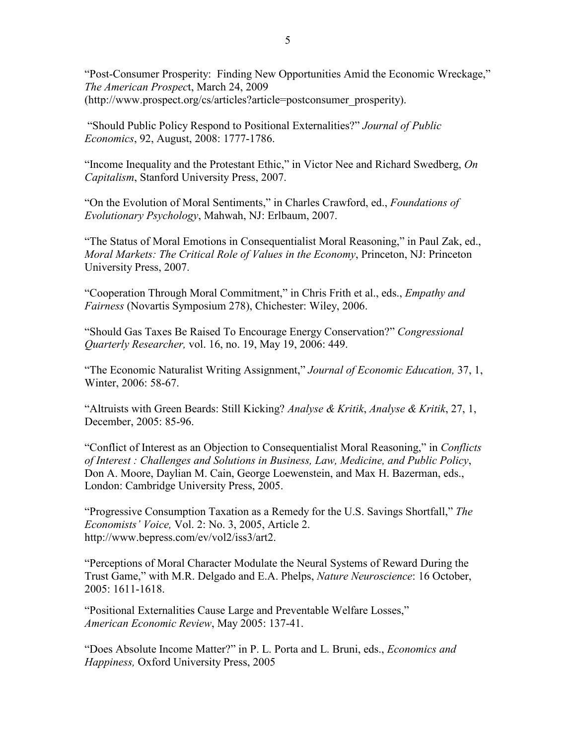"Post-Consumer Prosperity: Finding New Opportunities Amid the Economic Wreckage," *The American Prospect*, March 24, 2009 (http://www.prospect.org/cs/articles?article=postconsumer_prosperity).

"Should Public Policy Respond to Positional Externalities?" *Journal of Public Economics*, 92, August, 2008: 1777-1786.

"Income Inequality and the Protestant Ethic," in Victor Nee and Richard Swedberg, *On Capitalism*, Stanford University Press, 2007.

"On the Evolution of Moral Sentiments," in Charles Crawford, ed., *Foundations of Evolutionary Psychology*, Mahwah, NJ: Erlbaum, 2007.

"The Status of Moral Emotions in Consequentialist Moral Reasoning," in Paul Zak, ed., *Moral Markets: The Critical Role of Values in the Economy*, Princeton, NJ: Princeton University Press, 2007.

"Cooperation Through Moral Commitment," in Chris Frith et al., eds., *Empathy and Fairness* (Novartis Symposium 278), Chichester: Wiley, 2006.

"Should Gas Taxes Be Raised To Encourage Energy Conservation?" *Congressional Quarterly Researcher,* vol. 16, no. 19, May 19, 2006: 449.

"The Economic Naturalist Writing Assignment," *Journal of Economic Education,* 37, 1, Winter, 2006: 58-67.

"Altruists with Green Beards: Still Kicking? *Analyse & Kritik*, *Analyse & Kritik*, 27, 1, December, 2005: 85-96.

"Conflict of Interest as an Objection to Consequentialist Moral Reasoning," in *Conflicts of Interest : Challenges and Solutions in Business, Law, Medicine, and Public Policy*, Don A. Moore, Daylian M. Cain, George Loewenstein, and Max H. Bazerman, eds., London: Cambridge University Press, 2005.

"Progressive Consumption Taxation as a Remedy for the U.S. Savings Shortfall," *The Economists' Voice,* Vol. 2: No. 3, 2005, Article 2. http://www.bepress.com/ev/vol2/iss3/art2.

"Perceptions of Moral Character Modulate the Neural Systems of Reward During the Trust Game," with M.R. Delgado and E.A. Phelps, *Nature Neuroscience*: 16 October, 2005: 1611-1618.

"Positional Externalities Cause Large and Preventable Welfare Losses," *American Economic Review*, May 2005: 137-41.

"Does Absolute Income Matter?" in P. L. Porta and L. Bruni, eds., *Economics and Happiness,* Oxford University Press, 2005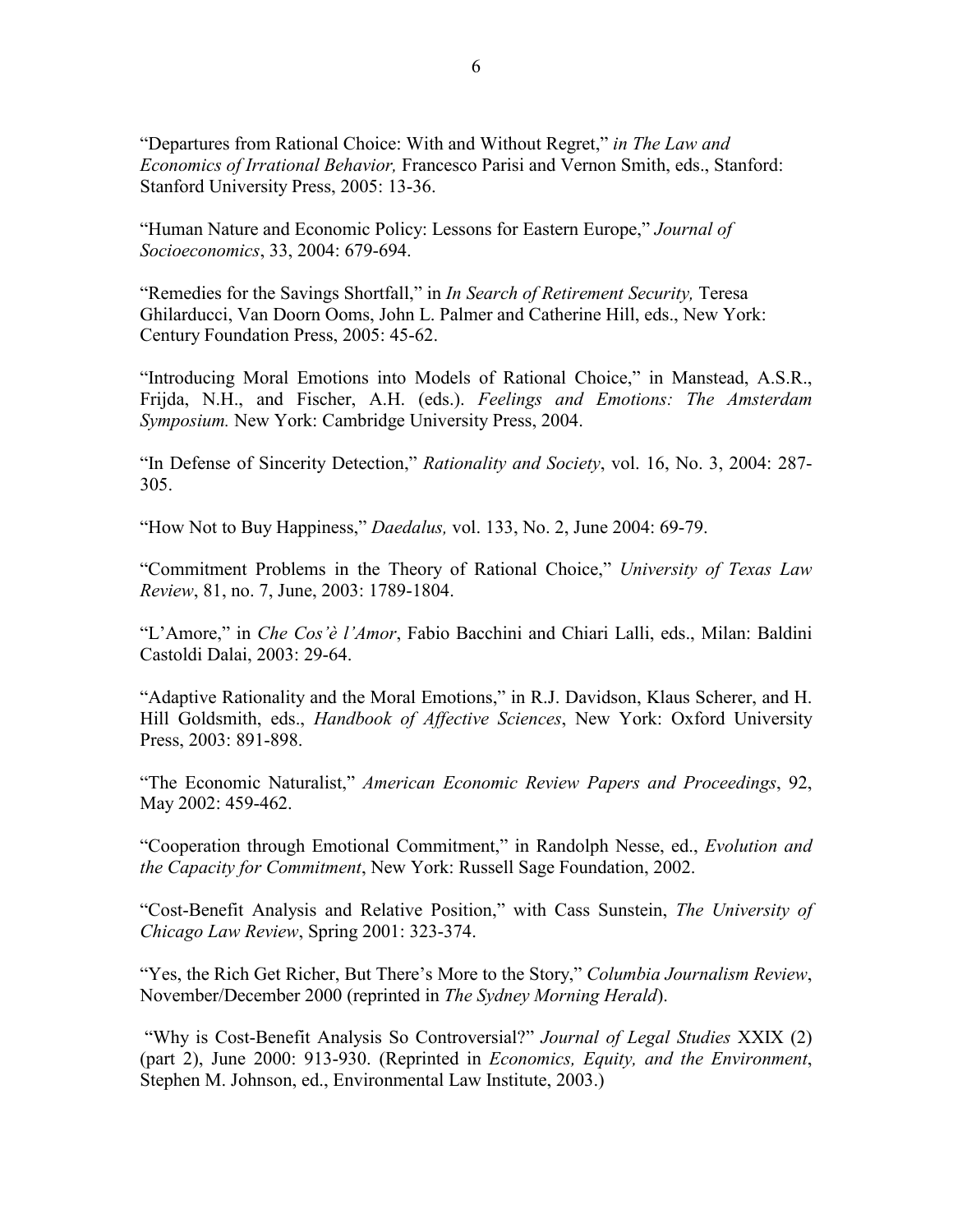"Departures from Rational Choice: With and Without Regret," *in The Law and Economics of Irrational Behavior,* Francesco Parisi and Vernon Smith, eds., Stanford: Stanford University Press, 2005: 13-36.

"Human Nature and Economic Policy: Lessons for Eastern Europe," *Journal of Socioeconomics*, 33, 2004: 679-694.

"Remedies for the Savings Shortfall," in *In Search of Retirement Security,* Teresa Ghilarducci, Van Doorn Ooms, John L. Palmer and Catherine Hill, eds., New York: Century Foundation Press, 2005: 45-62.

"Introducing Moral Emotions into Models of Rational Choice," in Manstead, A.S.R., Frijda, N.H., and Fischer, A.H. (eds.). *Feelings and Emotions: The Amsterdam Symposium.* New York: Cambridge University Press, 2004.

"In Defense of Sincerity Detection," *Rationality and Society*, vol. 16, No. 3, 2004: 287-305.

"How Not to Buy Happiness," *Daedalus,* vol. 133, No. 2, June 2004: 69-79.

"Commitment Problems in the Theory of Rational Choice," *University of Texas Law Review*, 81, no. 7, June, 2003: 1789-1804.

"L'Amore," in *Che Cos'è l'Amor*, Fabio Bacchini and Chiari Lalli, eds., Milan: Baldini Castoldi Dalai, 2003: 29-64.

"Adaptive Rationality and the Moral Emotions," in R.J. Davidson, Klaus Scherer, and H. Hill Goldsmith, eds., *Handbook of Affective Sciences*, New York: Oxford University Press, 2003: 891-898.

"The Economic Naturalist," *American Economic Review Papers and Proceedings*, 92, May 2002: 459-462.

"Cooperation through Emotional Commitment," in Randolph Nesse, ed., *Evolution and the Capacity for Commitment*, New York: Russell Sage Foundation, 2002.

"Cost-Benefit Analysis and Relative Position," with Cass Sunstein, *The University of Chicago Law Review*, Spring 2001: 323-374.

"Yes, the Rich Get Richer, But There's More to the Story," *Columbia Journalism Review*, November/December 2000 (reprinted in *The Sydney Morning Herald*).

"Why is Cost-Benefit Analysis So Controversial?" *Journal of Legal Studies* XXIX (2) (part 2), June 2000: 913-930. (Reprinted in *Economics, Equity, and the Environment*, Stephen M. Johnson, ed., Environmental Law Institute, 2003.)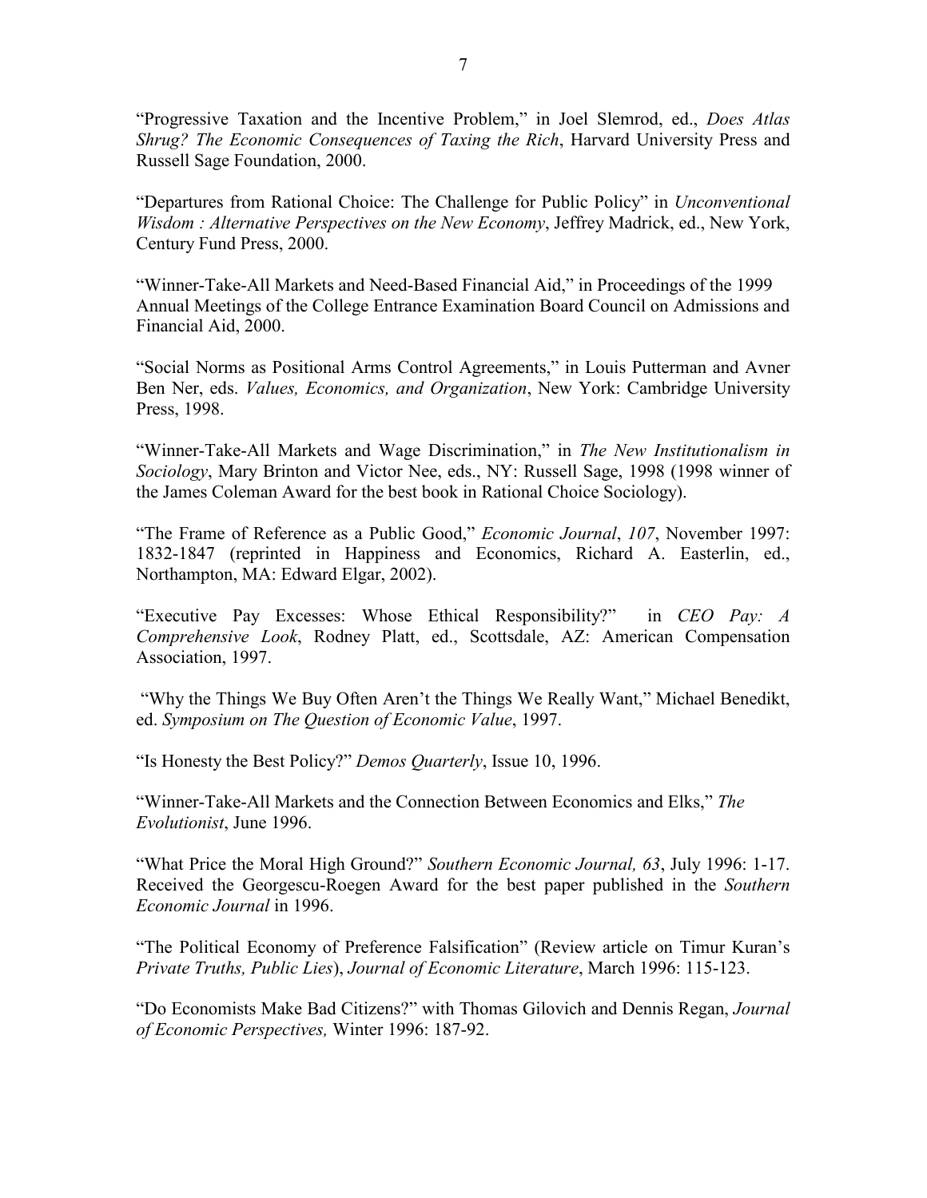"Progressive Taxation and the Incentive Problem," in Joel Slemrod, ed., *Does Atlas Shrug? The Economic Consequences of Taxing the Rich*, Harvard University Press and Russell Sage Foundation, 2000.

"Departures from Rational Choice: The Challenge for Public Policy" in *Unconventional Wisdom : Alternative Perspectives on the New Economy*, Jeffrey Madrick, ed., New York, Century Fund Press, 2000.

"Winner-Take-All Markets and Need-Based Financial Aid," in Proceedings of the 1999 Annual Meetings of the College Entrance Examination Board Council on Admissions and Financial Aid, 2000.

"Social Norms as Positional Arms Control Agreements," in Louis Putterman and Avner Ben Ner, eds. *Values, Economics, and Organization*, New York: Cambridge University Press, 1998.

"Winner-Take-All Markets and Wage Discrimination," in *The New Institutionalism in Sociology*, Mary Brinton and Victor Nee, eds., NY: Russell Sage, 1998 (1998 winner of the James Coleman Award for the best book in Rational Choice Sociology).

"The Frame of Reference as a Public Good," *Economic Journal*, *107*, November 1997: 1832-1847 (reprinted in Happiness and Economics, Richard A. Easterlin, ed., Northampton, MA: Edward Elgar, 2002).

"Executive Pay Excesses: Whose Ethical Responsibility?" in *CEO Pay: A Comprehensive Look*, Rodney Platt, ed., Scottsdale, AZ: American Compensation Association, 1997.

"Why the Things We Buy Often Aren't the Things We Really Want," Michael Benedikt, ed. *Symposium on The Question of Economic Value*, 1997.

"Is Honesty the Best Policy?" *Demos Quarterly*, Issue 10, 1996.

"Winner-Take-All Markets and the Connection Between Economics and Elks," *The Evolutionist*, June 1996.

"What Price the Moral High Ground?" *Southern Economic Journal, 63*, July 1996: 1-17. Received the Georgescu-Roegen Award for the best paper published in the *Southern Economic Journal* in 1996.

"The Political Economy of Preference Falsification" (Review article on Timur Kuran's *Private Truths, Public Lies*), *Journal of Economic Literature*, March 1996: 115-123.

"Do Economists Make Bad Citizens?" with Thomas Gilovich and Dennis Regan, *Journal of Economic Perspectives,* Winter 1996: 187-92.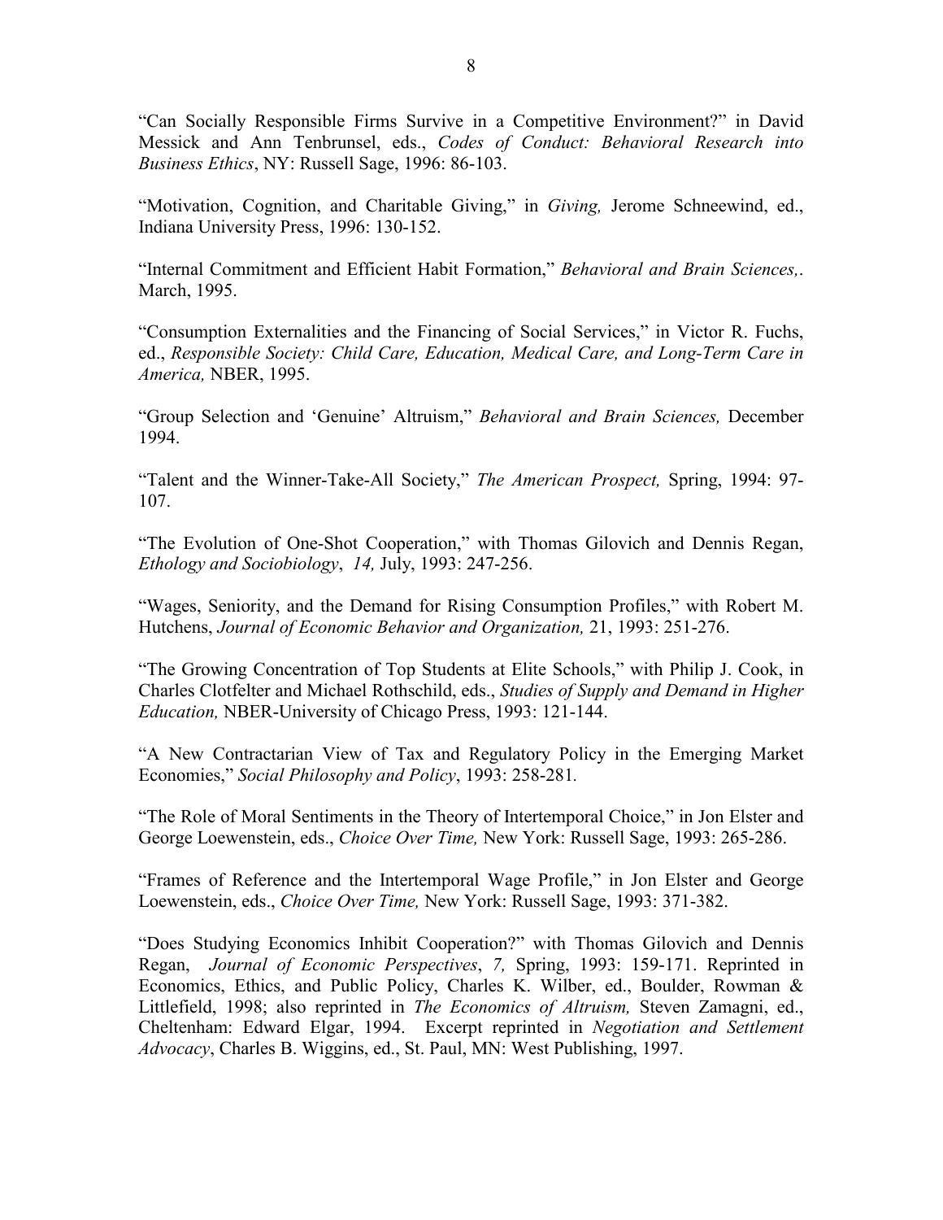"Can Socially Responsible Firms Survive in a Competitive Environment?" in David Messick and Ann Tenbrunsel, eds., *Codes of Conduct: Behavioral Research into Business Ethics*, NY: Russell Sage, 1996: 86-103.

"Motivation, Cognition, and Charitable Giving," in *Giving,* Jerome Schneewind, ed., Indiana University Press, 1996: 130-152.

"Internal Commitment and Efficient Habit Formation," *Behavioral and Brain Sciences,*. March, 1995.

"Consumption Externalities and the Financing of Social Services," in Victor R. Fuchs, ed., *Responsible Society: Child Care, Education, Medical Care, and Long-Term Care in America,* NBER, 1995.

"Group Selection and 'Genuine' Altruism," *Behavioral and Brain Sciences,* December 1994.

"Talent and the Winner-Take-All Society," *The American Prospect,* Spring, 1994: 97-107.

"The Evolution of One-Shot Cooperation," with Thomas Gilovich and Dennis Regan, *Ethology and Sociobiology*, *14,* July, 1993: 247-256.

"Wages, Seniority, and the Demand for Rising Consumption Profiles," with Robert M. Hutchens, *Journal of Economic Behavior and Organization,* 21, 1993: 251-276.

"The Growing Concentration of Top Students at Elite Schools," with Philip J. Cook, in Charles Clotfelter and Michael Rothschild, eds., *Studies of Supply and Demand in Higher Education,* NBER-University of Chicago Press, 1993: 121-144.

"A New Contractarian View of Tax and Regulatory Policy in the Emerging Market Economies," *Social Philosophy and Policy*, 1993: 258-281.

"The Role of Moral Sentiments in the Theory of Intertemporal Choice," in Jon Elster and George Loewenstein, eds., *Choice Over Time,* New York: Russell Sage, 1993: 265-286.

"Frames of Reference and the Intertemporal Wage Profile," in Jon Elster and George Loewenstein, eds., *Choice Over Time,* New York: Russell Sage, 1993: 371-382.

"Does Studying Economics Inhibit Cooperation?" with Thomas Gilovich and Dennis Regan, *Journal of Economic Perspectives*, *7,* Spring, 1993: 159-171. Reprinted in Economics, Ethics, and Public Policy, Charles K. Wilber, ed., Boulder, Rowman & Littlefield, 1998; also reprinted in *The Economics of Altruism,* Steven Zamagni, ed., Cheltenham: Edward Elgar, 1994. Excerpt reprinted in *Negotiation and Settlement Advocacy*, Charles B. Wiggins, ed., St. Paul, MN: West Publishing, 1997.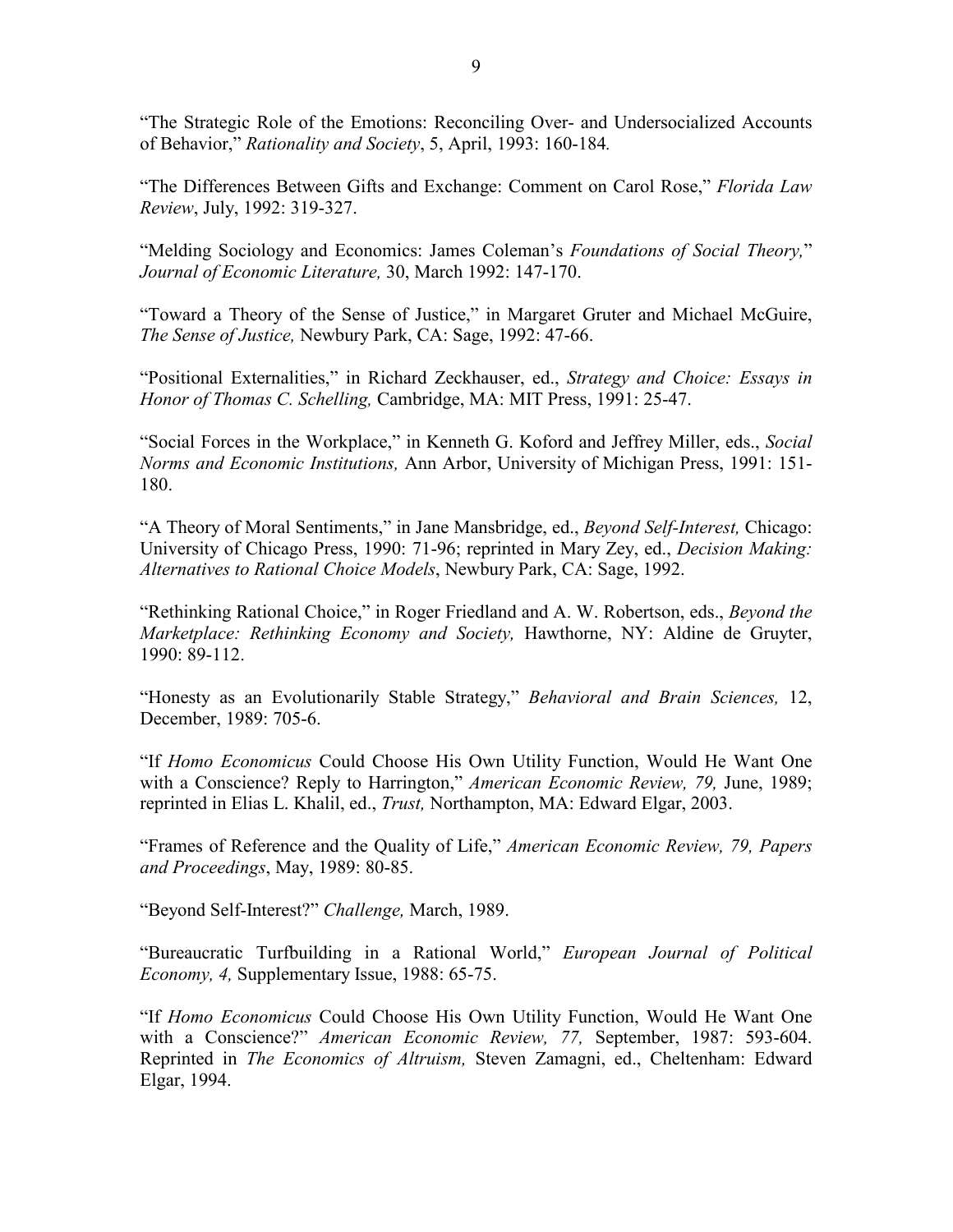"The Strategic Role of the Emotions: Reconciling Over- and Undersocialized Accounts of Behavior," *Rationality and Society*, 5, April, 1993: 160-184.

"The Differences Between Gifts and Exchange: Comment on Carol Rose," *Florida Law Review*, July, 1992: 319-327.

"Melding Sociology and Economics: James Coleman's *Foundations of Social Theory,*" *Journal of Economic Literature,* 30, March 1992: 147-170.

"Toward a Theory of the Sense of Justice," in Margaret Gruter and Michael McGuire, *The Sense of Justice,* Newbury Park, CA: Sage, 1992: 47-66.

"Positional Externalities," in Richard Zeckhauser, ed., *Strategy and Choice: Essays in Honor of Thomas C. Schelling,* Cambridge, MA: MIT Press, 1991: 25-47.

"Social Forces in the Workplace," in Kenneth G. Koford and Jeffrey Miller, eds., *Social Norms and Economic Institutions,* Ann Arbor, University of Michigan Press, 1991: 151-180.

"A Theory of Moral Sentiments," in Jane Mansbridge, ed., *Beyond Self-Interest,* Chicago: University of Chicago Press, 1990: 71-96; reprinted in Mary Zey, ed., *Decision Making: Alternatives to Rational Choice Models*, Newbury Park, CA: Sage, 1992.

"Rethinking Rational Choice," in Roger Friedland and A. W. Robertson, eds., *Beyond the Marketplace: Rethinking Economy and Society,* Hawthorne, NY: Aldine de Gruyter, 1990: 89-112.

"Honesty as an Evolutionarily Stable Strategy," *Behavioral and Brain Sciences,* 12, December, 1989: 705-6.

"If *Homo Economicus* Could Choose His Own Utility Function, Would He Want One with a Conscience? Reply to Harrington," *American Economic Review, 79,* June, 1989; reprinted in Elias L. Khalil, ed., *Trust,* Northampton, MA: Edward Elgar, 2003.

"Frames of Reference and the Quality of Life," *American Economic Review, 79, Papers and Proceedings*, May, 1989: 80-85.

"Beyond Self-Interest?" *Challenge,* March, 1989.

"Bureaucratic Turfbuilding in a Rational World," *European Journal of Political Economy, 4,* Supplementary Issue, 1988: 65-75.

"If *Homo Economicus* Could Choose His Own Utility Function, Would He Want One with a Conscience?" *American Economic Review, 77,* September, 1987: 593-604. Reprinted in *The Economics of Altruism,* Steven Zamagni, ed., Cheltenham: Edward Elgar, 1994.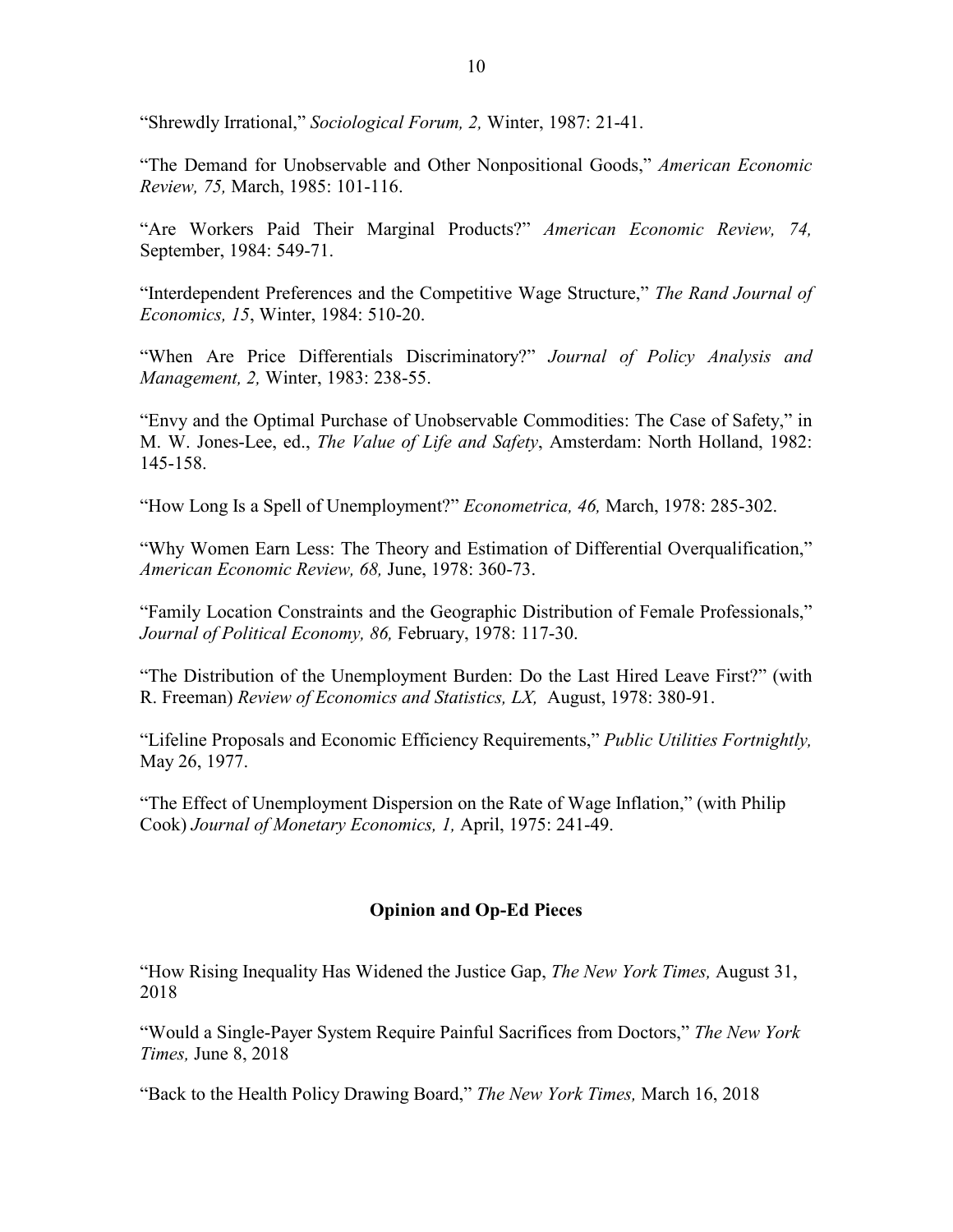"Shrewdly Irrational," *Sociological Forum, 2,* Winter, 1987: 21-41.

"The Demand for Unobservable and Other Nonpositional Goods," *American Economic Review, 75,* March, 1985: 101-116.

"Are Workers Paid Their Marginal Products?" *American Economic Review, 74,* September, 1984: 549-71.

"Interdependent Preferences and the Competitive Wage Structure," *The Rand Journal of Economics, 15*, Winter, 1984: 510-20.

"When Are Price Differentials Discriminatory?" *Journal of Policy Analysis and Management, 2,* Winter, 1983: 238-55.

"Envy and the Optimal Purchase of Unobservable Commodities: The Case of Safety," in M. W. Jones-Lee, ed., *The Value of Life and Safety*, Amsterdam: North Holland, 1982: 145-158.

"How Long Is a Spell of Unemployment?" *Econometrica, 46,* March, 1978: 285-302.

"Why Women Earn Less: The Theory and Estimation of Differential Overqualification," *American Economic Review, 68,* June, 1978: 360-73.

"Family Location Constraints and the Geographic Distribution of Female Professionals," *Journal of Political Economy, 86,* February, 1978: 117-30.

"The Distribution of the Unemployment Burden: Do the Last Hired Leave First?" (with R. Freeman) *Review of Economics and Statistics, LX,* August, 1978: 380-91.

"Lifeline Proposals and Economic Efficiency Requirements," *Public Utilities Fortnightly,* May 26, 1977.

"The Effect of Unemployment Dispersion on the Rate of Wage Inflation," (with Philip Cook) *Journal of Monetary Economics, 1,* April, 1975: 241-49.

## Opinion and Op-Ed Pieces

"How Rising Inequality Has Widened the Justice Gap, *The New York Times,* August 31, 2018

"Would a Single-Payer System Require Painful Sacrifices from Doctors," *The New York Times,* June 8, 2018

"Back to the Health Policy Drawing Board," *The New York Times,* March 16, 2018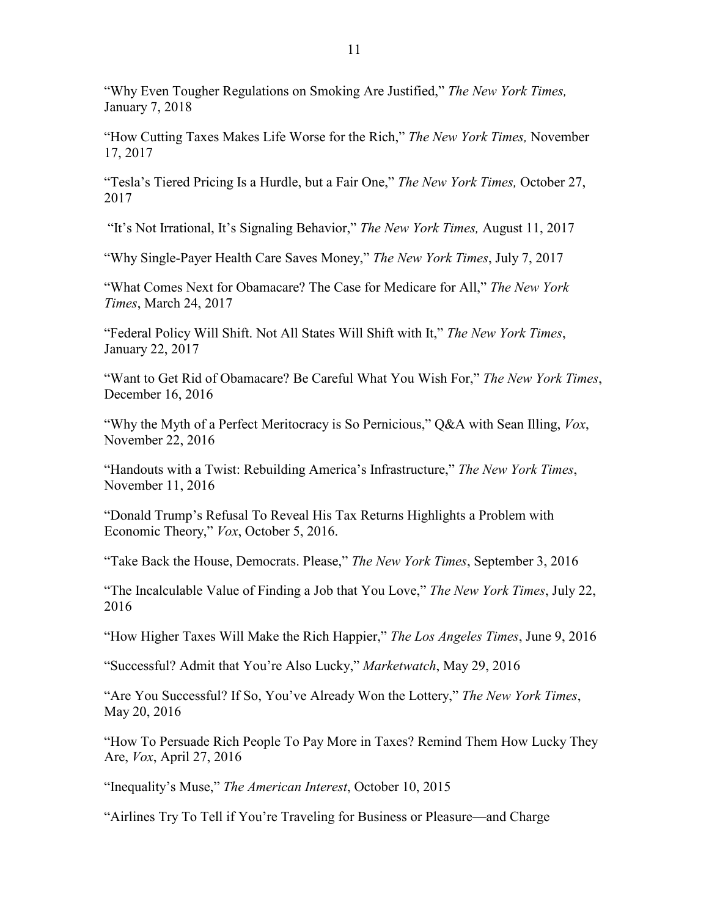"Why Even Tougher Regulations on Smoking Are Justified," *The New York Times,* January 7, 2018

"How Cutting Taxes Makes Life Worse for the Rich," *The New York Times,* November 17, 2017

"Tesla's Tiered Pricing Is a Hurdle, but a Fair One," *The New York Times,* October 27, 2017

"It's Not Irrational, It's Signaling Behavior," *The New York Times,* August 11, 2017

"Why Single-Payer Health Care Saves Money," *The New York Times*, July 7, 2017

"What Comes Next for Obamacare? The Case for Medicare for All," *The New York Times*, March 24, 2017

"Federal Policy Will Shift. Not All States Will Shift with It," *The New York Times*, January 22, 2017

"Want to Get Rid of Obamacare? Be Careful What You Wish For," *The New York Times*, December 16, 2016

"Why the Myth of a Perfect Meritocracy is So Pernicious," Q&A with Sean Illing, *Vox*, November 22, 2016

"Handouts with a Twist: Rebuilding America's Infrastructure," *The New York Times*, November 11, 2016

"Donald Trump's Refusal To Reveal His Tax Returns Highlights a Problem with Economic Theory," *Vox*, October 5, 2016.

"Take Back the House, Democrats. Please," *The New York Times*, September 3, 2016

"The Incalculable Value of Finding a Job that You Love," *The New York Times*, July 22, 2016

"How Higher Taxes Will Make the Rich Happier," *The Los Angeles Times*, June 9, 2016

"Successful? Admit that You're Also Lucky," *Marketwatch*, May 29, 2016

"Are You Successful? If So, You've Already Won the Lottery," *The New York Times*, May 20, 2016

"How To Persuade Rich People To Pay More in Taxes? Remind Them How Lucky They Are, *Vox*, April 27, 2016

"Inequality's Muse," *The American Interest*, October 10, 2015

"Airlines Try To Tell if You're Traveling for Business or Pleasure—and Charge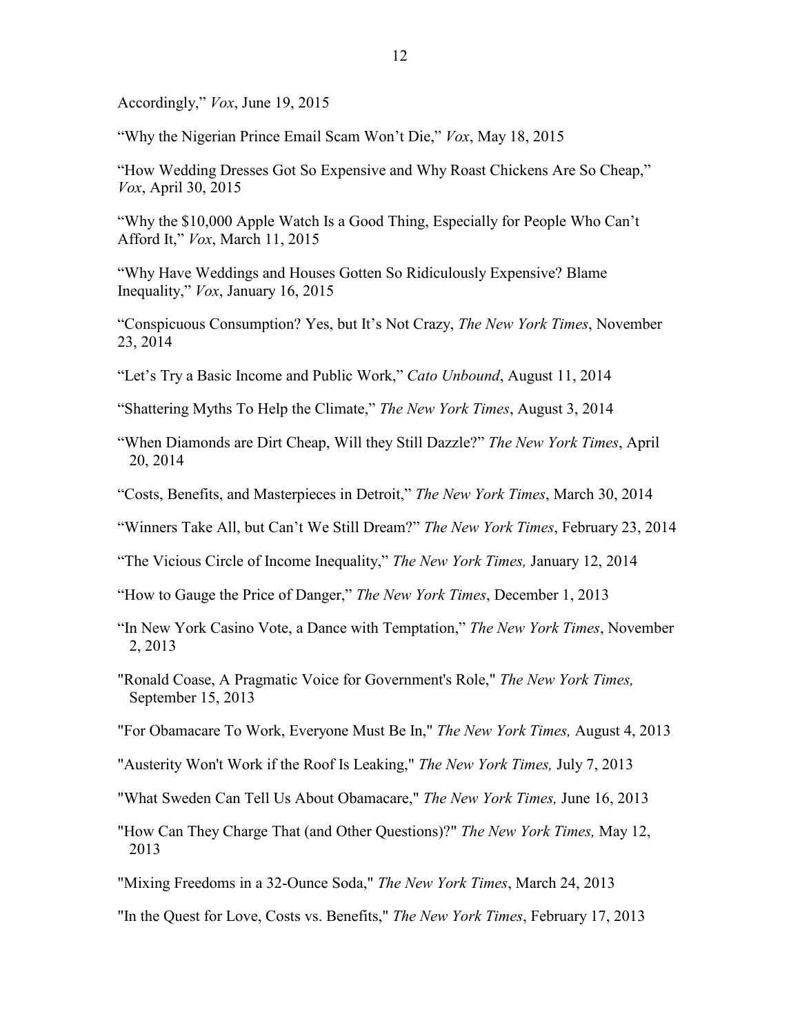Accordingly," *Vox*, June 19, 2015

"Why the Nigerian Prince Email Scam Won't Die," *Vox*, May 18, 2015

"How Wedding Dresses Got So Expensive and Why Roast Chickens Are So Cheap," *Vox*, April 30, 2015

"Why the $10,000 Apple Watch Is a Good Thing, Especially for People Who Can't Afford It," *Vox*, March 11, 2015

"Why Have Weddings and Houses Gotten So Ridiculously Expensive? Blame Inequality," *Vox*, January 16, 2015

"Conspicuous Consumption? Yes, but It's Not Crazy, *The New York Times*, November 23, 2014

"Let's Try a Basic Income and Public Work," *Cato Unbound*, August 11, 2014

"Shattering Myths To Help the Climate," *The New York Times*, August 3, 2014

"When Diamonds are Dirt Cheap, Will they Still Dazzle?" *The New York Times*, April 20, 2014

"Costs, Benefits, and Masterpieces in Detroit," *The New York Times*, March 30, 2014

"Winners Take All, but Can't We Still Dream?" *The New York Times*, February 23, 2014

"The Vicious Circle of Income Inequality," *The New York Times,* January 12, 2014

"How to Gauge the Price of Danger," *The New York Times*, December 1, 2013

"In New York Casino Vote, a Dance with Temptation," *The New York Times*, November 2, 2013

"Ronald Coase, A Pragmatic Voice for Government's Role," *The New York Times,* September 15, 2013

"For Obamacare To Work, Everyone Must Be In," *The New York Times,* August 4, 2013

"Austerity Won't Work if the Roof Is Leaking," *The New York Times,* July 7, 2013

"What Sweden Can Tell Us About Obamacare," *The New York Times,* June 16, 2013

"How Can They Charge That (and Other Questions)?" *The New York Times,* May 12, 2013

"Mixing Freedoms in a 32-Ounce Soda," *The New York Times*, March 24, 2013

"In the Quest for Love, Costs vs. Benefits," *The New York Times*, February 17, 2013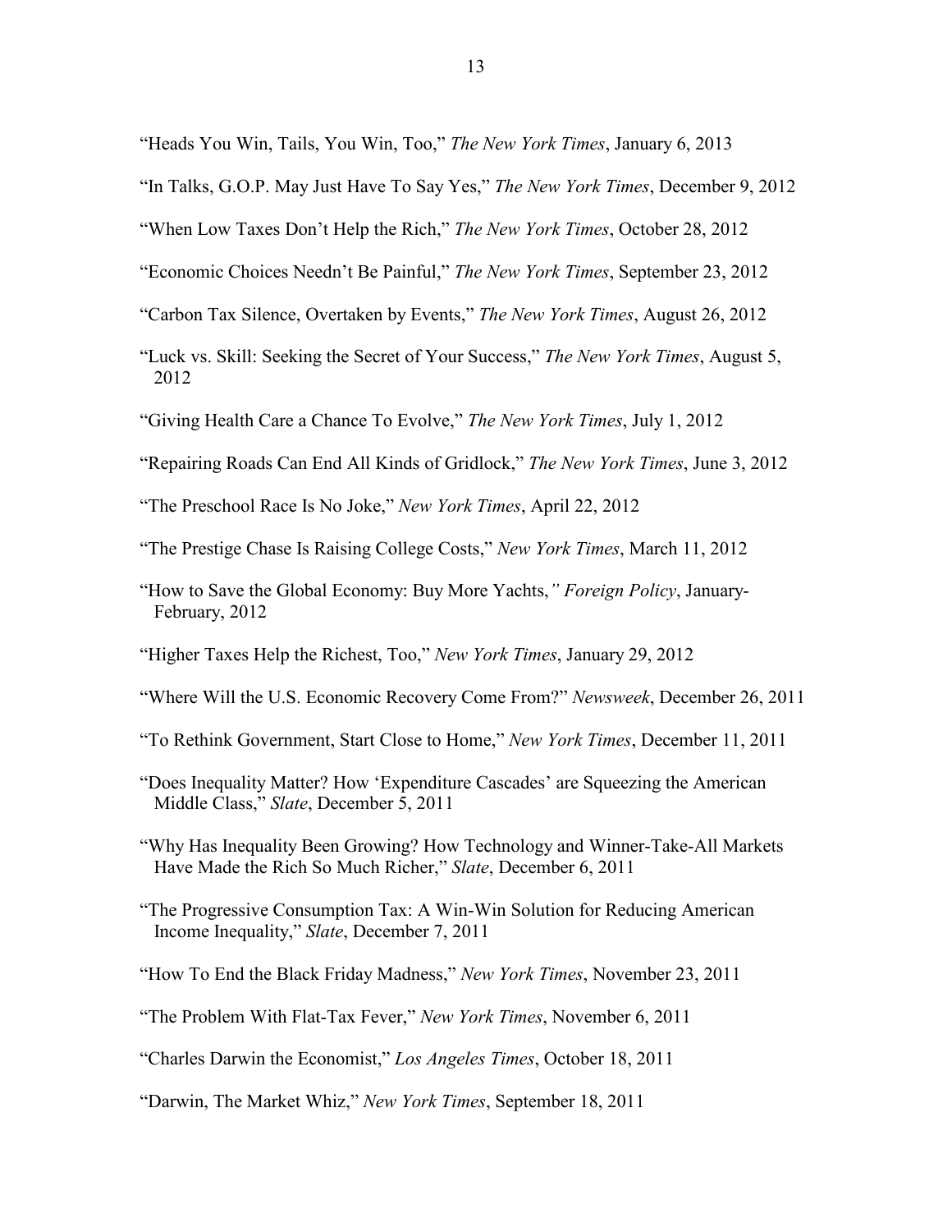"Heads You Win, Tails, You Win, Too," *The New York Times*, January 6, 2013

"In Talks, G.O.P. May Just Have To Say Yes," *The New York Times*, December 9, 2012

"When Low Taxes Don't Help the Rich," *The New York Times*, October 28, 2012

"Economic Choices Needn't Be Painful," *The New York Times*, September 23, 2012

"Carbon Tax Silence, Overtaken by Events," *The New York Times*, August 26, 2012

"Luck vs. Skill: Seeking the Secret of Your Success," *The New York Times*, August 5, 2012

"Giving Health Care a Chance To Evolve," *The New York Times*, July 1, 2012

"Repairing Roads Can End All Kinds of Gridlock," *The New York Times*, June 3, 2012

"The Preschool Race Is No Joke," *New York Times*, April 22, 2012

"The Prestige Chase Is Raising College Costs," *New York Times*, March 11, 2012

"How to Save the Global Economy: Buy More Yachts,*" Foreign Policy*, January-February, 2012

"Higher Taxes Help the Richest, Too," *New York Times*, January 29, 2012

"Where Will the U.S. Economic Recovery Come From?" *Newsweek*, December 26, 2011

"To Rethink Government, Start Close to Home," *New York Times*, December 11, 2011

"Does Inequality Matter? How 'Expenditure Cascades' are Squeezing the American Middle Class," *Slate*, December 5, 2011

"Why Has Inequality Been Growing? How Technology and Winner-Take-All Markets Have Made the Rich So Much Richer," *Slate*, December 6, 2011

"The Progressive Consumption Tax: A Win-Win Solution for Reducing American Income Inequality," *Slate*, December 7, 2011

"How To End the Black Friday Madness," *New York Times*, November 23, 2011

"The Problem With Flat-Tax Fever," *New York Times*, November 6, 2011

"Charles Darwin the Economist," *Los Angeles Times*, October 18, 2011

"Darwin, The Market Whiz," *New York Times*, September 18, 2011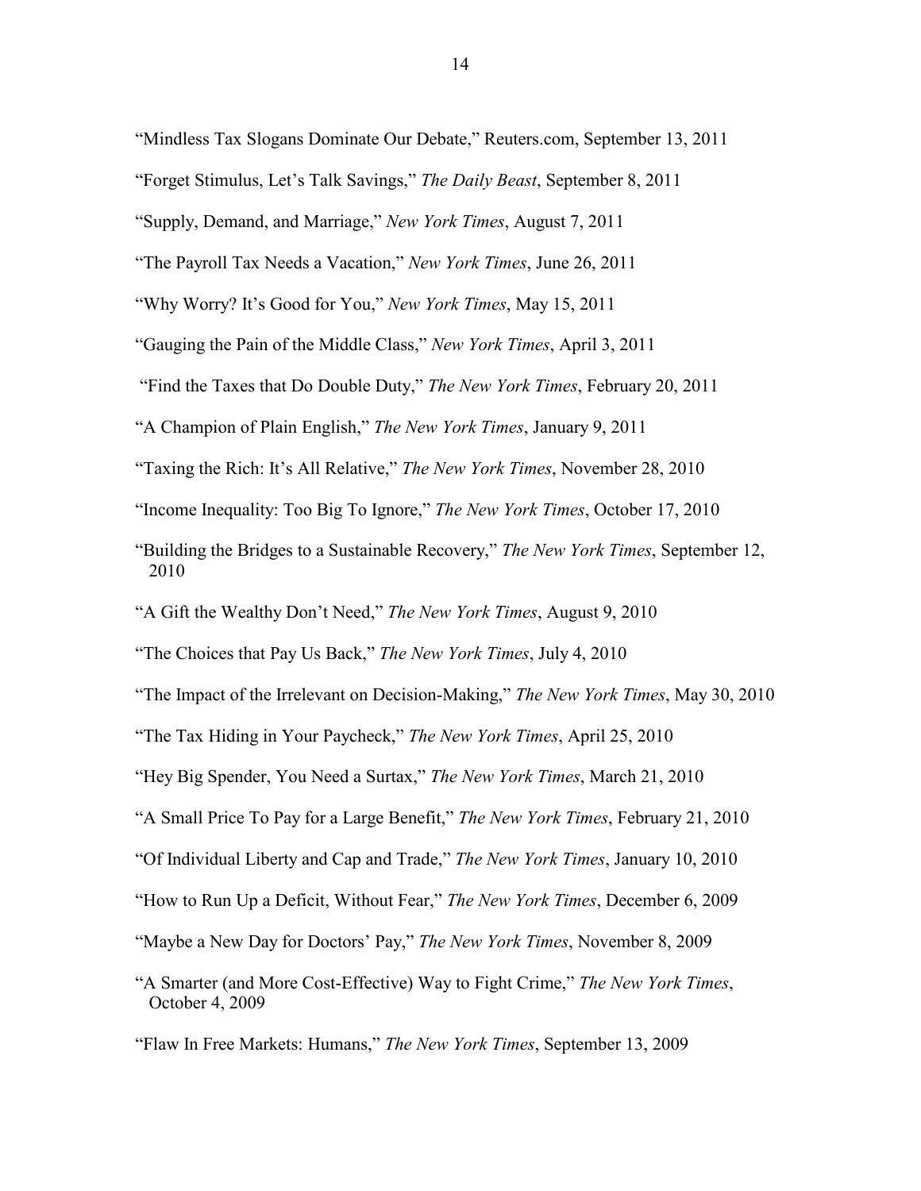"Mindless Tax Slogans Dominate Our Debate," Reuters.com, September 13, 2011

"Forget Stimulus, Let's Talk Savings," *The Daily Beast*, September 8, 2011

"Supply, Demand, and Marriage," *New York Times*, August 7, 2011

"The Payroll Tax Needs a Vacation," *New York Times*, June 26, 2011

"Why Worry? It's Good for You," *New York Times*, May 15, 2011

"Gauging the Pain of the Middle Class," *New York Times*, April 3, 2011

"Find the Taxes that Do Double Duty," *The New York Times*, February 20, 2011

"A Champion of Plain English," *The New York Times*, January 9, 2011

"Taxing the Rich: It's All Relative," *The New York Times*, November 28, 2010

"Income Inequality: Too Big To Ignore," *The New York Times*, October 17, 2010

"Building the Bridges to a Sustainable Recovery," *The New York Times*, September 12, 2010

"A Gift the Wealthy Don't Need," *The New York Times*, August 9, 2010

"The Choices that Pay Us Back," *The New York Times*, July 4, 2010

"The Impact of the Irrelevant on Decision-Making," *The New York Times*, May 30, 2010

"The Tax Hiding in Your Paycheck," *The New York Times*, April 25, 2010

"Hey Big Spender, You Need a Surtax," *The New York Times*, March 21, 2010

"A Small Price To Pay for a Large Benefit," *The New York Times*, February 21, 2010

"Of Individual Liberty and Cap and Trade," *The New York Times*, January 10, 2010

"How to Run Up a Deficit, Without Fear," *The New York Times*, December 6, 2009

"Maybe a New Day for Doctors' Pay," *The New York Times*, November 8, 2009

"A Smarter (and More Cost-Effective) Way to Fight Crime," *The New York Times*, October 4, 2009

"Flaw In Free Markets: Humans," *The New York Times*, September 13, 2009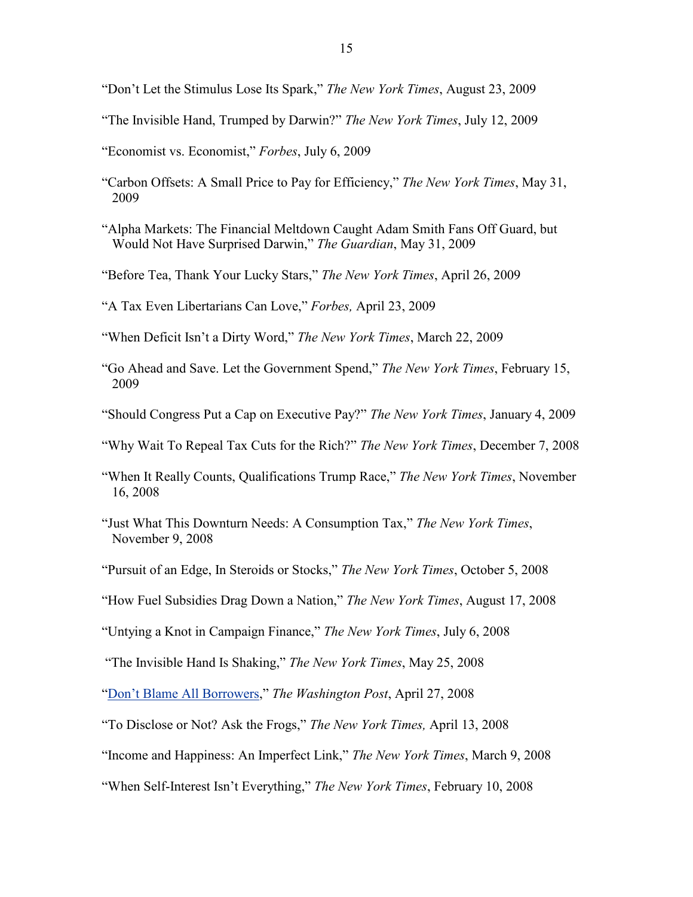"Don't Let the Stimulus Lose Its Spark," *The New York Times*, August 23, 2009

"The Invisible Hand, Trumped by Darwin?" *The New York Times*, July 12, 2009

"Economist vs. Economist," *Forbes*, July 6, 2009

"Carbon Offsets: A Small Price to Pay for Efficiency," *The New York Times*, May 31, 2009

"Alpha Markets: The Financial Meltdown Caught Adam Smith Fans Off Guard, but Would Not Have Surprised Darwin," *The Guardian*, May 31, 2009

"Before Tea, Thank Your Lucky Stars," *The New York Times*, April 26, 2009

"A Tax Even Libertarians Can Love," *Forbes,* April 23, 2009

"When Deficit Isn't a Dirty Word," *The New York Times*, March 22, 2009

"Go Ahead and Save. Let the Government Spend," *The New York Times*, February 15, 2009

"Should Congress Put a Cap on Executive Pay?" *The New York Times*, January 4, 2009

"Why Wait To Repeal Tax Cuts for the Rich?" *The New York Times*, December 7, 2008

"When It Really Counts, Qualifications Trump Race," *The New York Times*, November 16, 2008

"Just What This Downturn Needs: A Consumption Tax," *The New York Times*, November 9, 2008

"Pursuit of an Edge, In Steroids or Stocks," *The New York Times*, October 5, 2008

"How Fuel Subsidies Drag Down a Nation," *The New York Times*, August 17, 2008

"Untying a Knot in Campaign Finance," *The New York Times*, July 6, 2008

"The Invisible Hand Is Shaking," *The New York Times*, May 25, 2008

"Don't Blame All Borrowers," *The Washington Post*, April 27, 2008

"To Disclose or Not? Ask the Frogs," *The New York Times,* April 13, 2008

"Income and Happiness: An Imperfect Link," *The New York Times*, March 9, 2008

"When Self-Interest Isn't Everything," *The New York Times*, February 10, 2008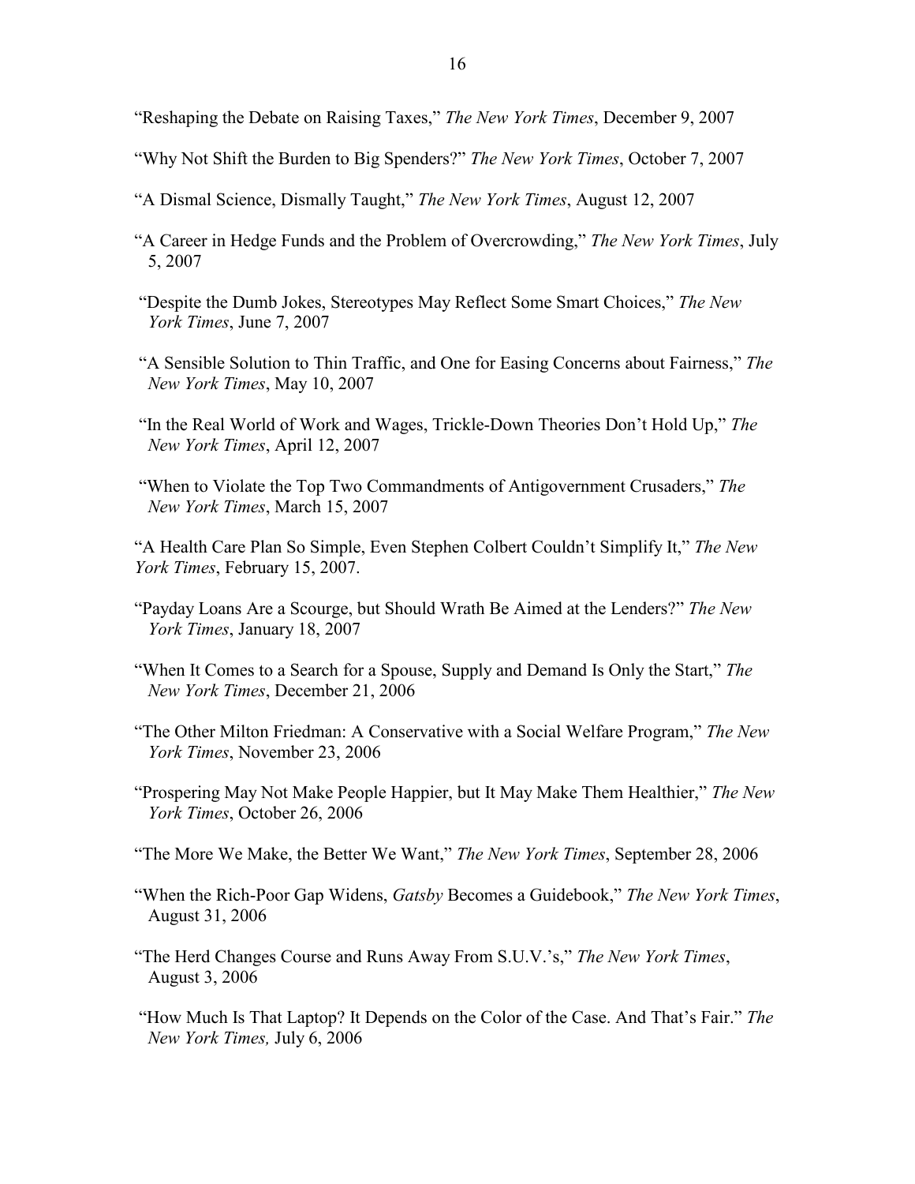"Reshaping the Debate on Raising Taxes," *The New York Times*, December 9, 2007

"Why Not Shift the Burden to Big Spenders?" *The New York Times*, October 7, 2007

"A Dismal Science, Dismally Taught," *The New York Times*, August 12, 2007

"A Career in Hedge Funds and the Problem of Overcrowding," *The New York Times*, July 5, 2007

"Despite the Dumb Jokes, Stereotypes May Reflect Some Smart Choices," *The New York Times*, June 7, 2007

"A Sensible Solution to Thin Traffic, and One for Easing Concerns about Fairness," *The New York Times*, May 10, 2007

"In the Real World of Work and Wages, Trickle-Down Theories Don't Hold Up," *The New York Times*, April 12, 2007

"When to Violate the Top Two Commandments of Antigovernment Crusaders," *The New York Times*, March 15, 2007

"A Health Care Plan So Simple, Even Stephen Colbert Couldn't Simplify It," *The New York Times*, February 15, 2007.

"Payday Loans Are a Scourge, but Should Wrath Be Aimed at the Lenders?" *The New York Times*, January 18, 2007

"When It Comes to a Search for a Spouse, Supply and Demand Is Only the Start," *The New York Times*, December 21, 2006

"The Other Milton Friedman: A Conservative with a Social Welfare Program," *The New York Times*, November 23, 2006

"Prospering May Not Make People Happier, but It May Make Them Healthier," *The New York Times*, October 26, 2006

"The More We Make, the Better We Want," *The New York Times*, September 28, 2006

"When the Rich-Poor Gap Widens, *Gatsby* Becomes a Guidebook," *The New York Times*, August 31, 2006

"The Herd Changes Course and Runs Away From S.U.V.'s," *The New York Times*, August 3, 2006

"How Much Is That Laptop? It Depends on the Color of the Case. And That's Fair." *The New York Times,* July 6, 2006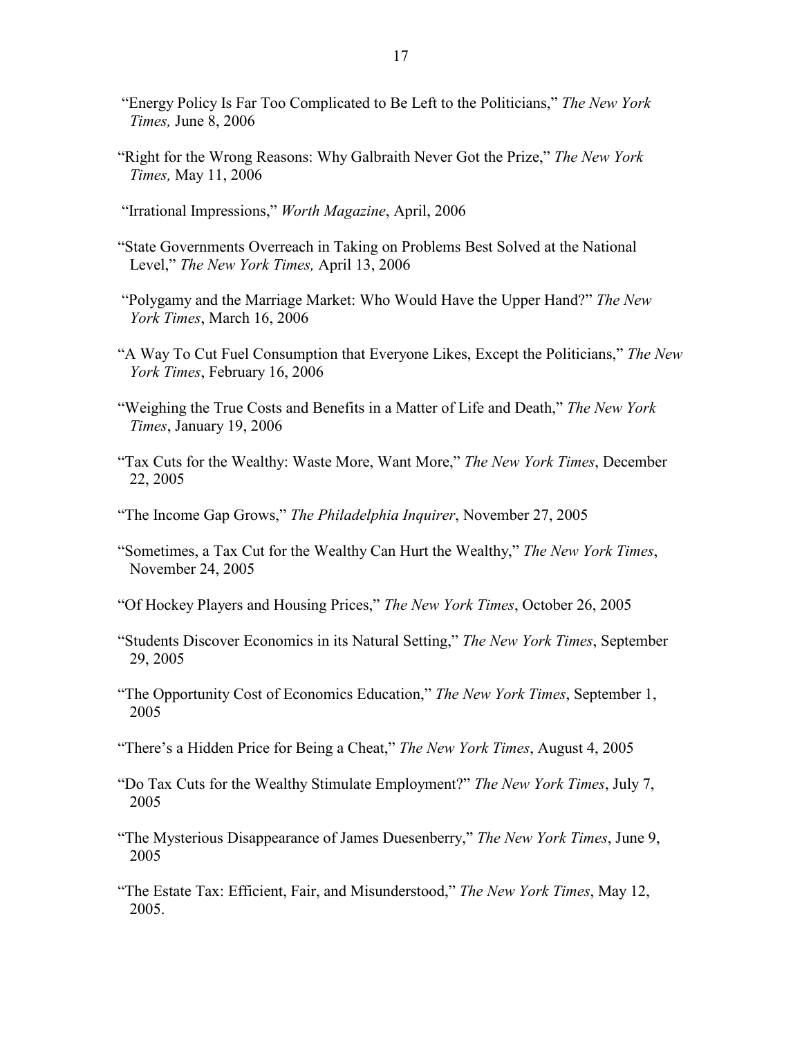"Energy Policy Is Far Too Complicated to Be Left to the Politicians," *The New York Times,* June 8, 2006

"Right for the Wrong Reasons: Why Galbraith Never Got the Prize," *The New York Times,* May 11, 2006

"Irrational Impressions," *Worth Magazine*, April, 2006

"State Governments Overreach in Taking on Problems Best Solved at the National Level," *The New York Times,* April 13, 2006

"Polygamy and the Marriage Market: Who Would Have the Upper Hand?" *The New York Times*, March 16, 2006

"A Way To Cut Fuel Consumption that Everyone Likes, Except the Politicians," *The New York Times*, February 16, 2006

"Weighing the True Costs and Benefits in a Matter of Life and Death," *The New York Times*, January 19, 2006

"Tax Cuts for the Wealthy: Waste More, Want More," *The New York Times*, December 22, 2005

"The Income Gap Grows," *The Philadelphia Inquirer*, November 27, 2005

"Sometimes, a Tax Cut for the Wealthy Can Hurt the Wealthy," *The New York Times*, November 24, 2005

"Of Hockey Players and Housing Prices," *The New York Times*, October 26, 2005

"Students Discover Economics in its Natural Setting," *The New York Times*, September 29, 2005

"The Opportunity Cost of Economics Education," *The New York Times*, September 1, 2005

"There's a Hidden Price for Being a Cheat," *The New York Times*, August 4, 2005

"Do Tax Cuts for the Wealthy Stimulate Employment?" *The New York Times*, July 7, 2005

"The Mysterious Disappearance of James Duesenberry," *The New York Times*, June 9, 2005

"The Estate Tax: Efficient, Fair, and Misunderstood," *The New York Times*, May 12, 2005.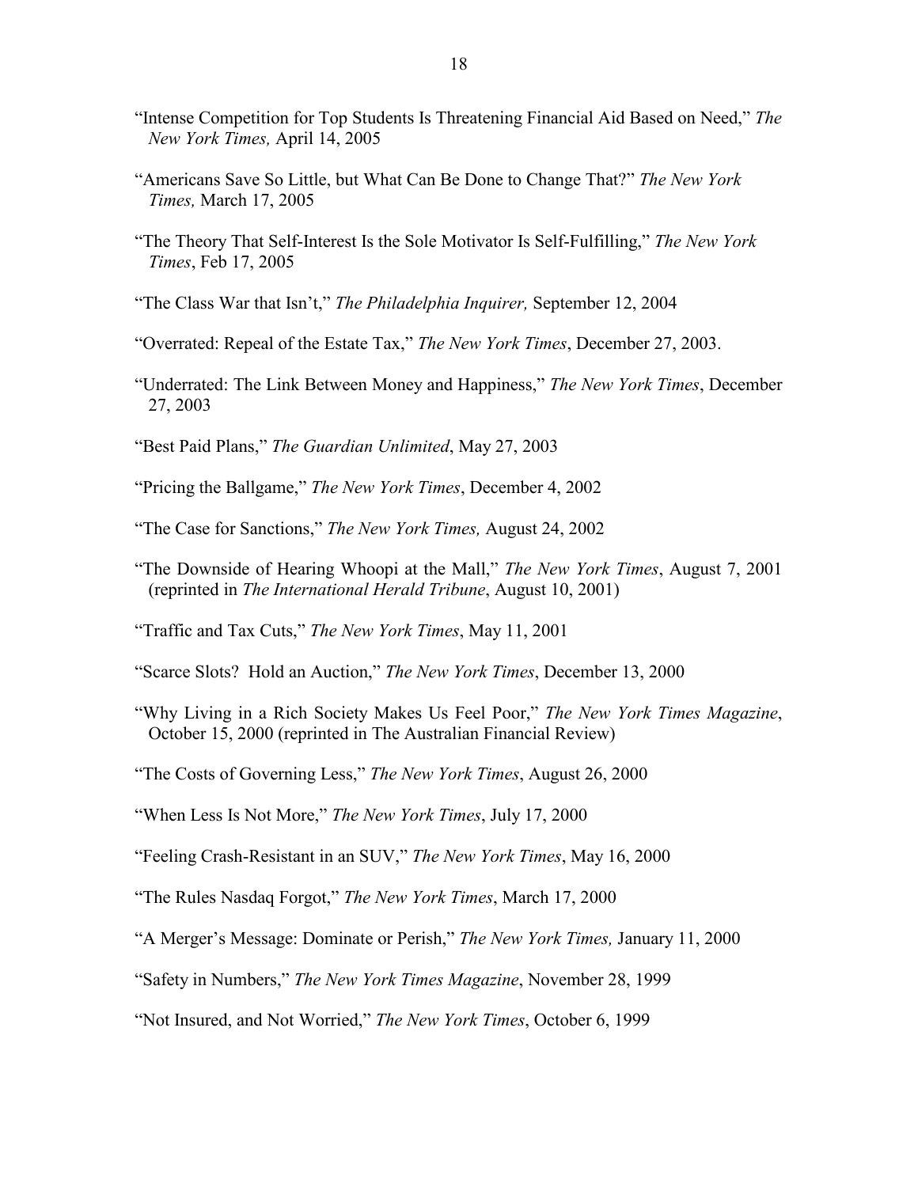"Intense Competition for Top Students Is Threatening Financial Aid Based on Need," *The New York Times,* April 14, 2005

"Americans Save So Little, but What Can Be Done to Change That?" *The New York Times,* March 17, 2005

"The Theory That Self-Interest Is the Sole Motivator Is Self-Fulfilling," *The New York Times*, Feb 17, 2005

"The Class War that Isn't," *The Philadelphia Inquirer,* September 12, 2004

"Overrated: Repeal of the Estate Tax," *The New York Times*, December 27, 2003.

"Underrated: The Link Between Money and Happiness," *The New York Times*, December 27, 2003

"Best Paid Plans," *The Guardian Unlimited*, May 27, 2003

"Pricing the Ballgame," *The New York Times*, December 4, 2002

"The Case for Sanctions," *The New York Times,* August 24, 2002

"The Downside of Hearing Whoopi at the Mall," *The New York Times*, August 7, 2001 (reprinted in *The International Herald Tribune*, August 10, 2001)

"Traffic and Tax Cuts," *The New York Times*, May 11, 2001

"Scarce Slots? Hold an Auction," *The New York Times*, December 13, 2000

"Why Living in a Rich Society Makes Us Feel Poor," *The New York Times Magazine*, October 15, 2000 (reprinted in The Australian Financial Review)

"The Costs of Governing Less," *The New York Times*, August 26, 2000

"When Less Is Not More," *The New York Times*, July 17, 2000

"Feeling Crash-Resistant in an SUV," *The New York Times*, May 16, 2000

"The Rules Nasdaq Forgot," *The New York Times*, March 17, 2000

"A Merger's Message: Dominate or Perish," *The New York Times,* January 11, 2000

"Safety in Numbers," *The New York Times Magazine*, November 28, 1999

"Not Insured, and Not Worried," *The New York Times*, October 6, 1999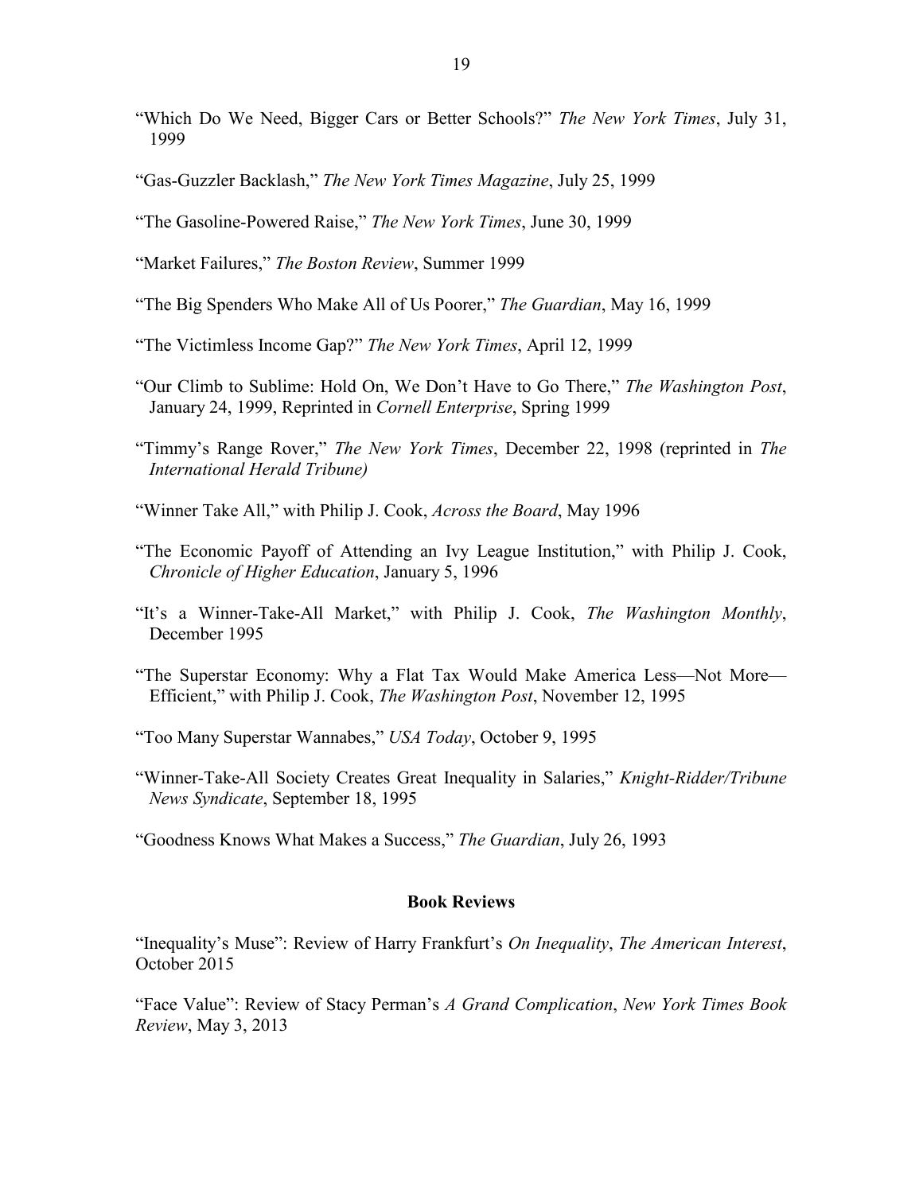"Which Do We Need, Bigger Cars or Better Schools?" *The New York Times*, July 31, 1999

"Gas-Guzzler Backlash," *The New York Times Magazine*, July 25, 1999

"The Gasoline-Powered Raise," *The New York Times*, June 30, 1999

"Market Failures," *The Boston Review*, Summer 1999

"The Big Spenders Who Make All of Us Poorer," *The Guardian*, May 16, 1999

"The Victimless Income Gap?" *The New York Times*, April 12, 1999

"Our Climb to Sublime: Hold On, We Don't Have to Go There," *The Washington Post*, January 24, 1999, Reprinted in *Cornell Enterprise*, Spring 1999

"Timmy's Range Rover," *The New York Times*, December 22, 1998 (reprinted in *The International Herald Tribune)*

"Winner Take All," with Philip J. Cook, *Across the Board*, May 1996

"The Economic Payoff of Attending an Ivy League Institution," with Philip J. Cook, *Chronicle of Higher Education*, January 5, 1996

"It's a Winner-Take-All Market," with Philip J. Cook, *The Washington Monthly*, December 1995

"The Superstar Economy: Why a Flat Tax Would Make America Less—Not More—Efficient," with Philip J. Cook, *The Washington Post*, November 12, 1995

"Too Many Superstar Wannabes," *USA Today*, October 9, 1995

"Winner-Take-All Society Creates Great Inequality in Salaries," *Knight-Ridder/Tribune News Syndicate*, September 18, 1995

"Goodness Knows What Makes a Success," *The Guardian*, July 26, 1993

## Book Reviews

"Inequality's Muse": Review of Harry Frankfurt's *On Inequality*, *The American Interest*, October 2015

"Face Value": Review of Stacy Perman's *A Grand Complication*, *New York Times Book Review*, May 3, 2013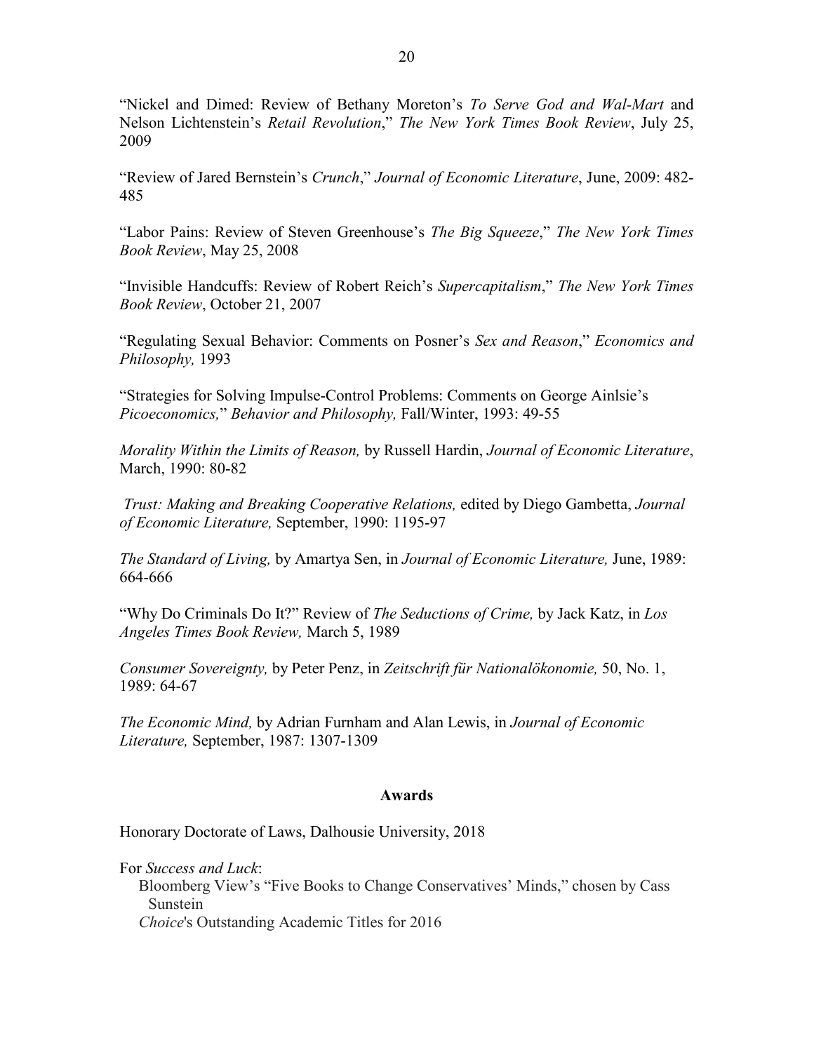"Nickel and Dimed: Review of Bethany Moreton's *To Serve God and Wal-Mart* and Nelson Lichtenstein's *Retail Revolution*," *The New York Times Book Review*, July 25, 2009

"Review of Jared Bernstein's *Crunch*," *Journal of Economic Literature*, June, 2009: 482-485

"Labor Pains: Review of Steven Greenhouse's *The Big Squeeze*," *The New York Times Book Review*, May 25, 2008

"Invisible Handcuffs: Review of Robert Reich's *Supercapitalism*," *The New York Times Book Review*, October 21, 2007

"Regulating Sexual Behavior: Comments on Posner's *Sex and Reason*," *Economics and Philosophy,* 1993

"Strategies for Solving Impulse-Control Problems: Comments on George Ainlsie's *Picoeconomics,*" *Behavior and Philosophy,* Fall/Winter, 1993: 49-55

*Morality Within the Limits of Reason,* by Russell Hardin, *Journal of Economic Literature*, March, 1990: 80-82

*Trust: Making and Breaking Cooperative Relations,* edited by Diego Gambetta, *Journal of Economic Literature,* September, 1990: 1195-97

*The Standard of Living,* by Amartya Sen, in *Journal of Economic Literature,* June, 1989: 664-666

"Why Do Criminals Do It?" Review of *The Seductions of Crime,* by Jack Katz, in *Los Angeles Times Book Review,* March 5, 1989

*Consumer Sovereignty,* by Peter Penz, in *Zeitschrift für Nationalökonomie,* 50, No. 1, 1989: 64-67

*The Economic Mind,* by Adrian Furnham and Alan Lewis, in *Journal of Economic Literature,* September, 1987: 1307-1309

## Awards

Honorary Doctorate of Laws, Dalhousie University, 2018

For *Success and Luck*:

- Bloomberg View's "Five Books to Change Conservatives' Minds," chosen by Cass Sunstein
- *Choice*'s Outstanding Academic Titles for 2016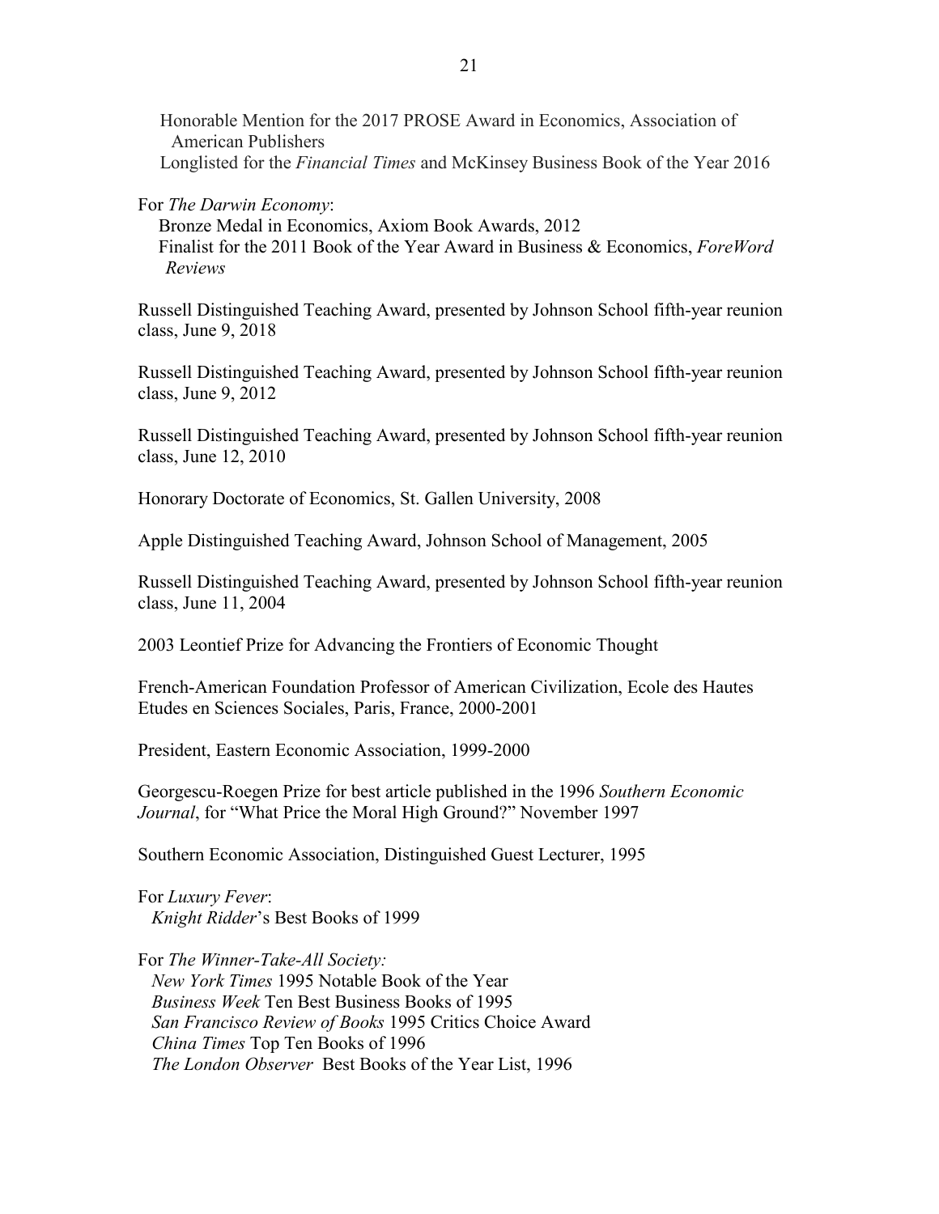Honorable Mention for the 2017 PROSE Award in Economics, Association of American Publishers
Longlisted for the *Financial Times* and McKinsey Business Book of the Year 2016

For *The Darwin Economy*:
Bronze Medal in Economics, Axiom Book Awards, 2012
Finalist for the 2011 Book of the Year Award in Business & Economics, *ForeWord Reviews*

Russell Distinguished Teaching Award, presented by Johnson School fifth-year reunion class, June 9, 2018

Russell Distinguished Teaching Award, presented by Johnson School fifth-year reunion class, June 9, 2012

Russell Distinguished Teaching Award, presented by Johnson School fifth-year reunion class, June 12, 2010

Honorary Doctorate of Economics, St. Gallen University, 2008

Apple Distinguished Teaching Award, Johnson School of Management, 2005

Russell Distinguished Teaching Award, presented by Johnson School fifth-year reunion class, June 11, 2004

2003 Leontief Prize for Advancing the Frontiers of Economic Thought

French-American Foundation Professor of American Civilization, Ecole des Hautes Etudes en Sciences Sociales, Paris, France, 2000-2001

President, Eastern Economic Association, 1999-2000

Georgescu-Roegen Prize for best article published in the 1996 *Southern Economic Journal*, for "What Price the Moral High Ground?" November 1997

Southern Economic Association, Distinguished Guest Lecturer, 1995

For *Luxury Fever*:
*Knight Ridder*'s Best Books of 1999

For *The Winner-Take-All Society:*
*New York Times* 1995 Notable Book of the Year
*Business Week* Ten Best Business Books of 1995
*San Francisco Review of Books* 1995 Critics Choice Award
*China Times* Top Ten Books of 1996
*The London Observer* Best Books of the Year List, 1996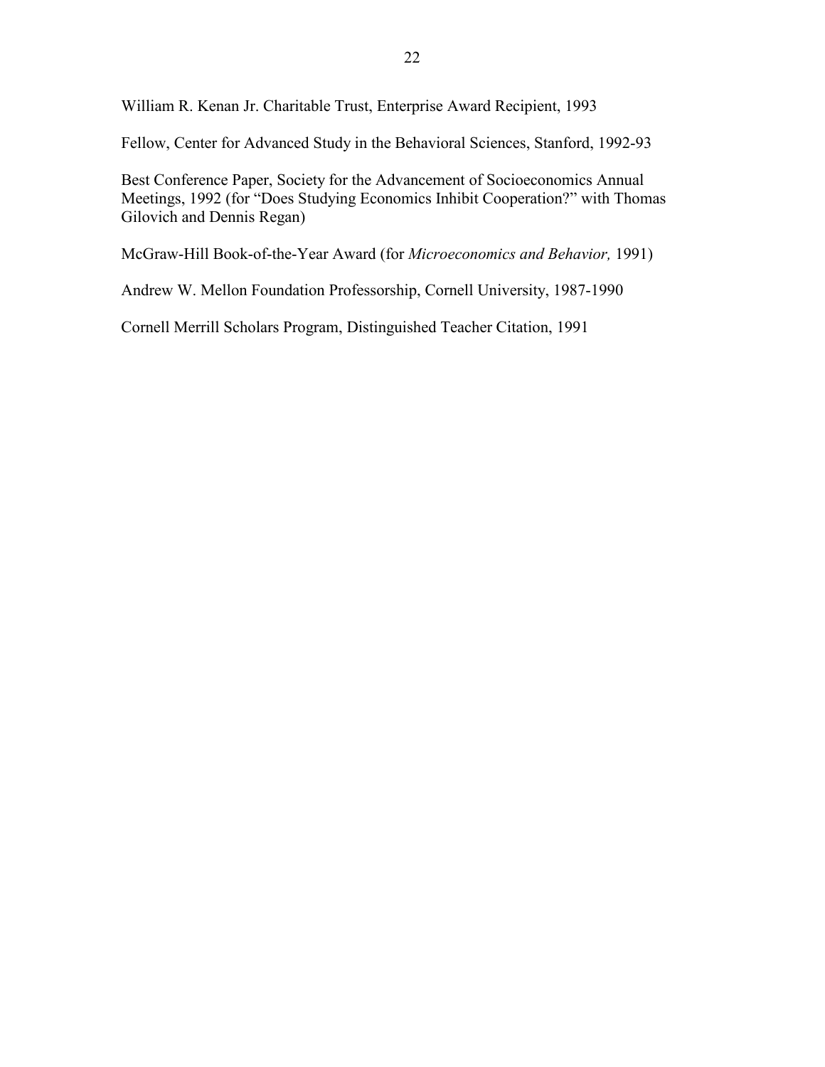William R. Kenan Jr. Charitable Trust, Enterprise Award Recipient, 1993

Fellow, Center for Advanced Study in the Behavioral Sciences, Stanford, 1992-93

Best Conference Paper, Society for the Advancement of Socioeconomics Annual Meetings, 1992 (for "Does Studying Economics Inhibit Cooperation?" with Thomas Gilovich and Dennis Regan)

McGraw-Hill Book-of-the-Year Award (for *Microeconomics and Behavior,* 1991)

Andrew W. Mellon Foundation Professorship, Cornell University, 1987-1990

Cornell Merrill Scholars Program, Distinguished Teacher Citation, 1991